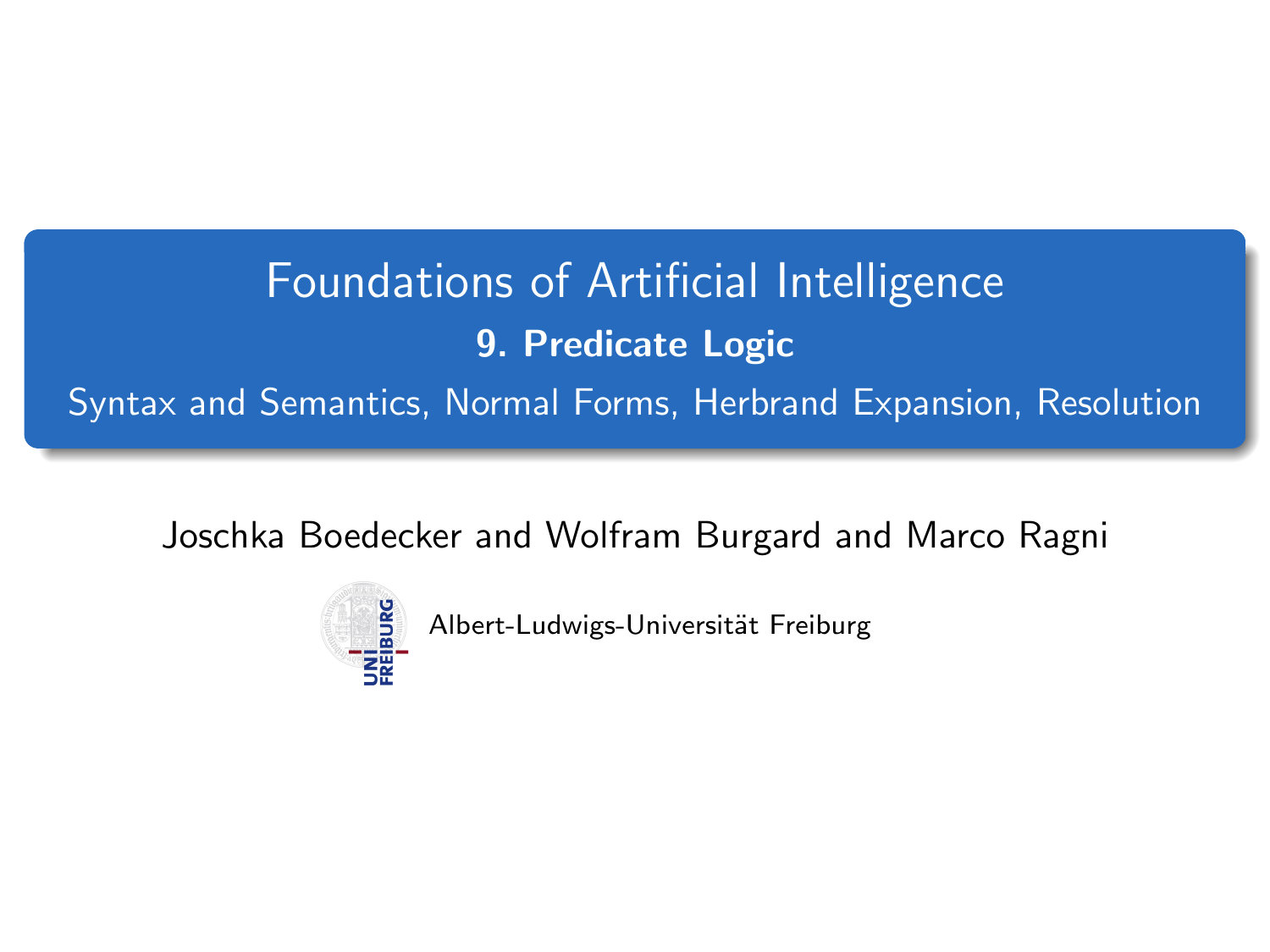# Foundations of Artificial Intelligence

## 9. Predicate Logic

Syntax and Semantics, Normal Forms, Herbrand Expansion, Resolution

Joschka Boedecker and Wolfram Burgard and Marco Ragni

Albert-Ludwigs-Universität Freiburg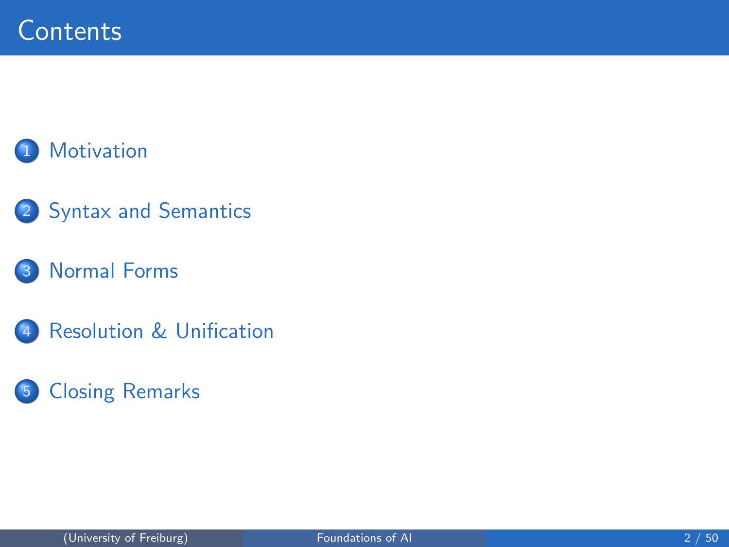# Contents

1. Motivation
2. Syntax and Semantics
3. Normal Forms
4. Resolution & Unification
5. Closing Remarks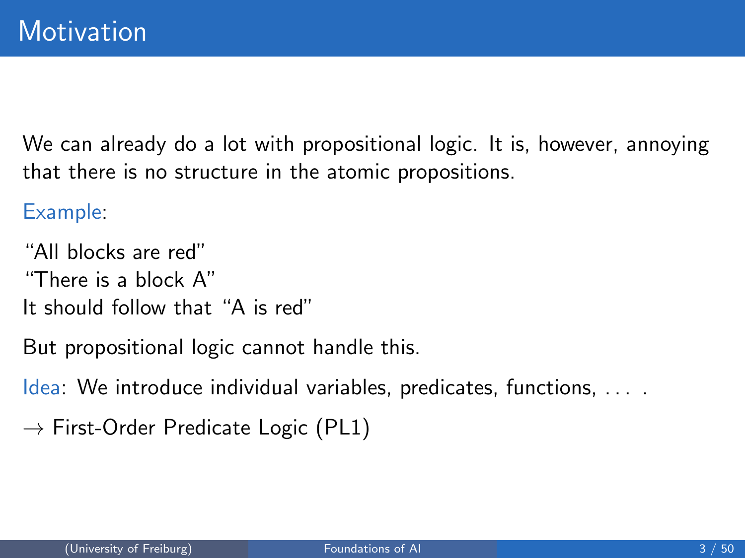# Motivation

We can already do a lot with propositional logic. It is, however, annoying that there is no structure in the atomic propositions.

Example:

"All blocks are red"
"There is a block A"
It should follow that "A is red"

But propositional logic cannot handle this.

Idea: We introduce individual variables, predicates, functions, ... .

$\rightarrow$ First-Order Predicate Logic (PL1)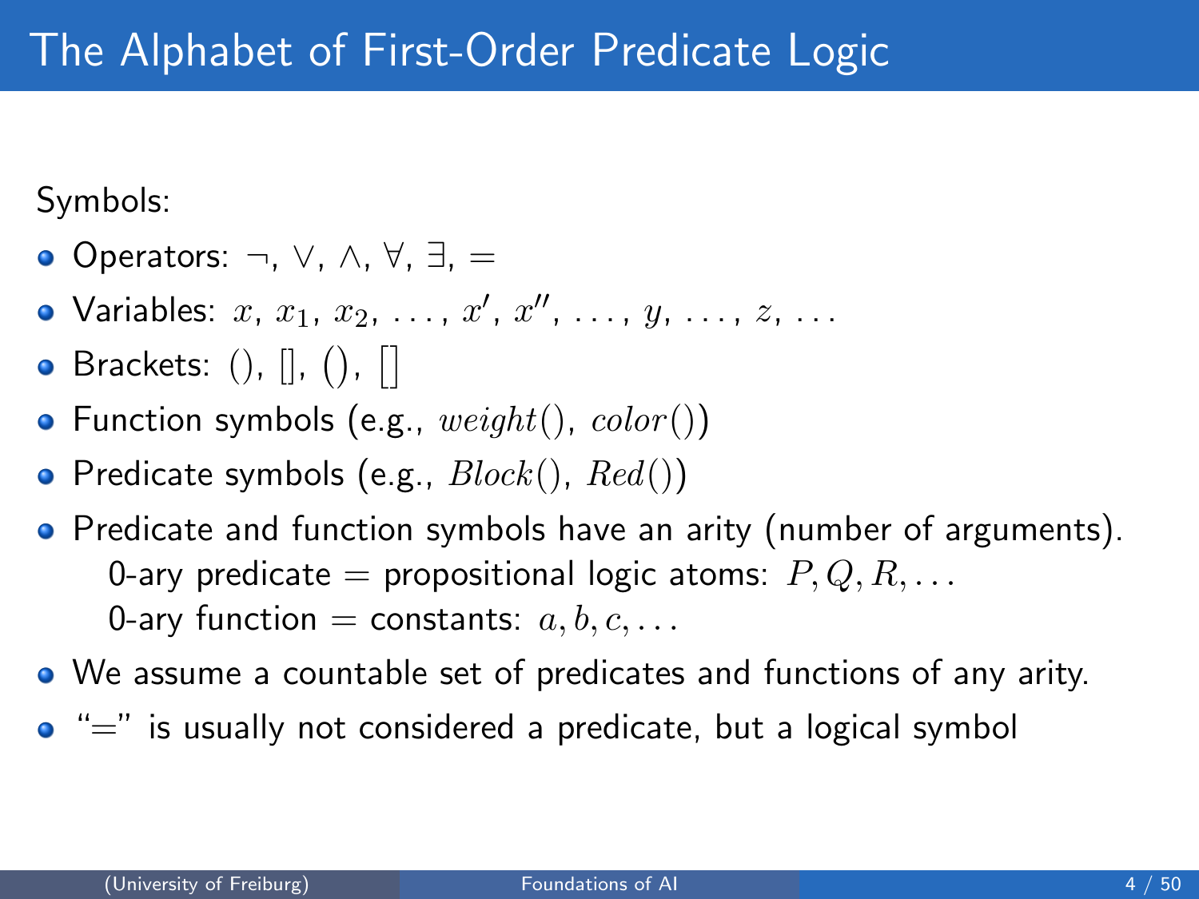# The Alphabet of First-Order Predicate Logic

Symbols:

- Operators: $\neg$, $\vee$, $\wedge$, $\forall$, $\exists$, $=$
- Variables: $x$, $x_1$, $x_2$, $\ldots$, $x'$, $x''$, $\ldots$, $y$, $\ldots$, $z$, $\ldots$
- Brackets: $()$, $[]$, $\big(\big)$, $\big[\big]$
- Function symbols (e.g., $weight()$, $color()$)
- Predicate symbols (e.g., $Block()$, $Red()$)
- Predicate and function symbols have an arity (number of arguments).
  - 0-ary predicate = propositional logic atoms: $P, Q, R, \ldots$
  - 0-ary function = constants: $a, b, c, \ldots$
- We assume a countable set of predicates and functions of any arity.
- "$=$" is usually not considered a predicate, but a logical symbol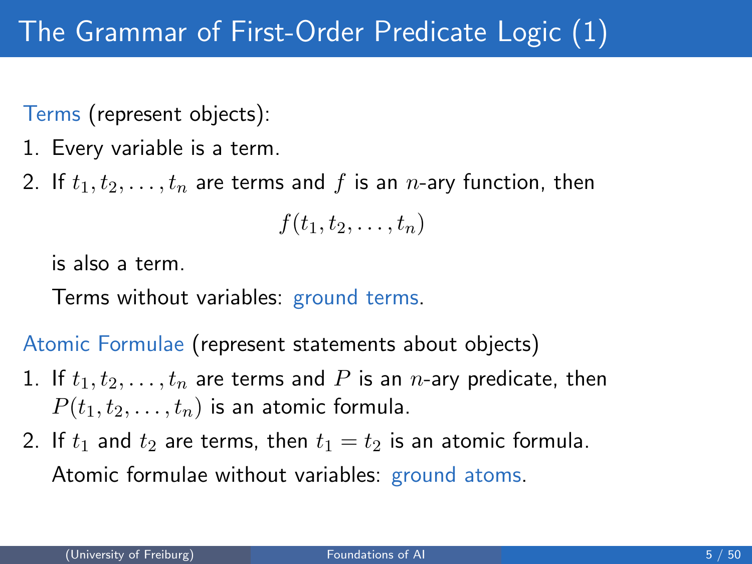# The Grammar of First-Order Predicate Logic (1)

Terms (represent objects):

1. Every variable is a term.
2. If $t_1, t_2, \ldots, t_n$ are terms and $f$ is an $n$-ary function, then

   $$f(t_1, t_2, \ldots, t_n)$$

   is also a term.

   Terms without variables: ground terms.

Atomic Formulae (represent statements about objects)

1. If $t_1, t_2, \ldots, t_n$ are terms and $P$ is an $n$-ary predicate, then $P(t_1, t_2, \ldots, t_n)$ is an atomic formula.
2. If $t_1$ and $t_2$ are terms, then $t_1 = t_2$ is an atomic formula.

   Atomic formulae without variables: ground atoms.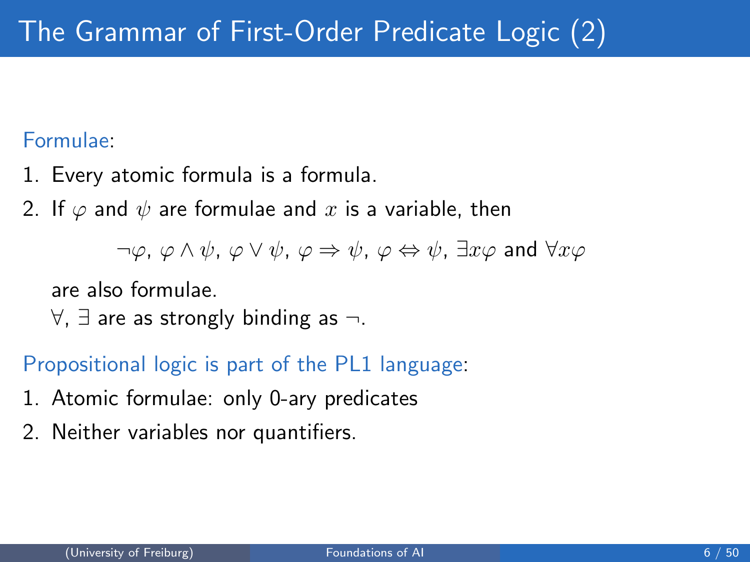# The Grammar of First-Order Predicate Logic (2)

Formulae:

1. Every atomic formula is a formula.
2. If $\varphi$ and $\psi$ are formulae and $x$ is a variable, then

   $$\neg\varphi,\ \varphi \wedge \psi,\ \varphi \vee \psi,\ \varphi \Rightarrow \psi,\ \varphi \Leftrightarrow \psi,\ \exists x\varphi \text{ and } \forall x\varphi$$

   are also formulae.
   $\forall$, $\exists$ are as strongly binding as $\neg$.

Propositional logic is part of the PL1 language:

1. Atomic formulae: only 0-ary predicates
2. Neither variables nor quantifiers.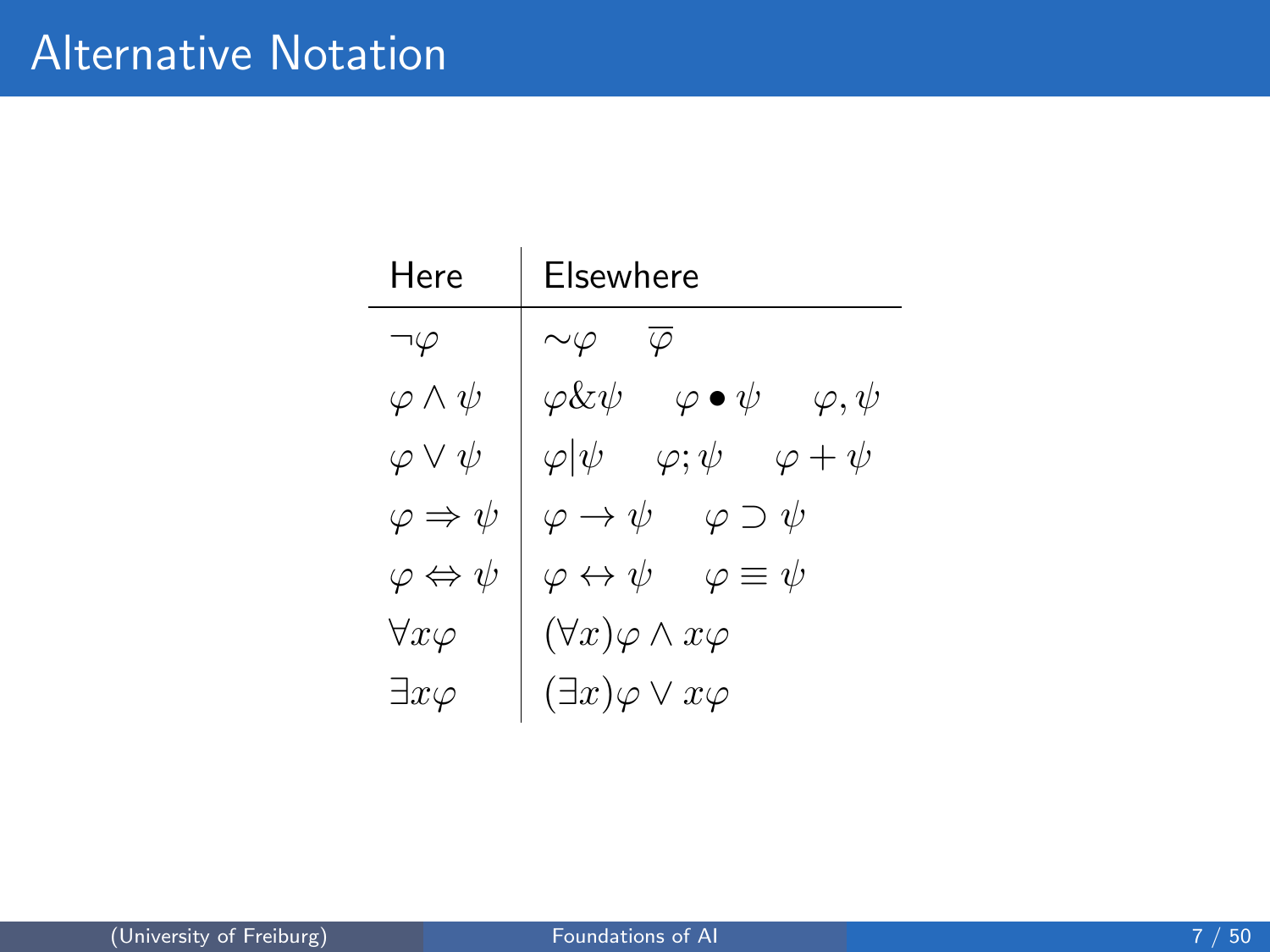# Alternative Notation

| Here | Elsewhere |
|---|---|
| $\neg\varphi$ | $\sim\varphi \quad \overline{\varphi}$ |
| $\varphi \wedge \psi$ | $\varphi \& \psi \quad \varphi \bullet \psi \quad \varphi, \psi$ |
| $\varphi \vee \psi$ | $\varphi \vert \psi \quad \varphi ; \psi \quad \varphi + \psi$ |
| $\varphi \Rightarrow \psi$ | $\varphi \rightarrow \psi \quad \varphi \supset \psi$ |
| $\varphi \Leftrightarrow \psi$ | $\varphi \leftrightarrow \psi \quad \varphi \equiv \psi$ |
| $\forall x \varphi$ | $(\forall x)\varphi \wedge x\varphi$ |
| $\exists x \varphi$ | $(\exists x)\varphi \vee x\varphi$ |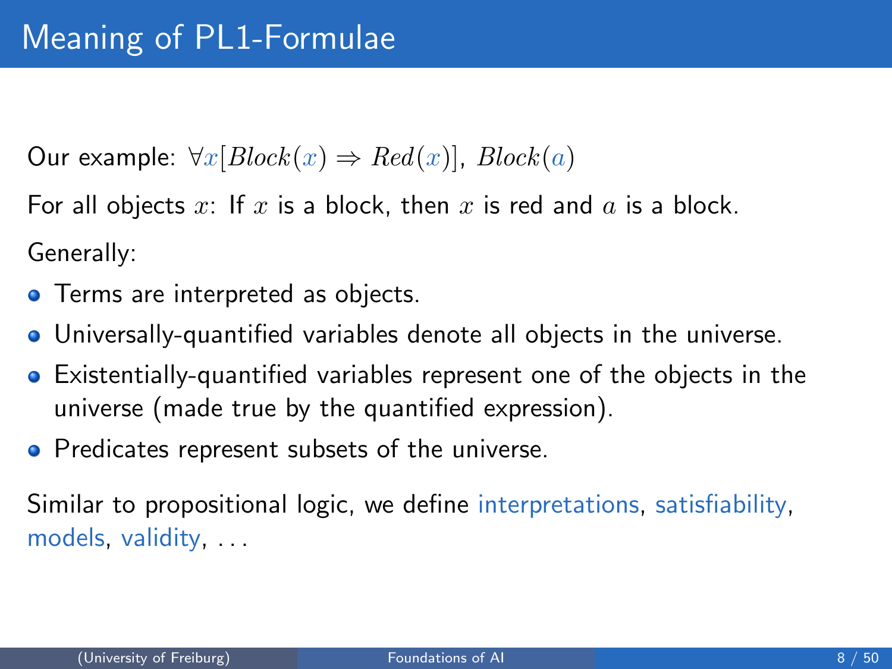# Meaning of PL1-Formulae

Our example: $\forall x[Block(x) \Rightarrow Red(x)]$, $Block(a)$

For all objects $x$: If $x$ is a block, then $x$ is red and $a$ is a block.

Generally:

- Terms are interpreted as objects.
- Universally-quantified variables denote all objects in the universe.
- Existentially-quantified variables represent one of the objects in the universe (made true by the quantified expression).
- Predicates represent subsets of the universe.

Similar to propositional logic, we define interpretations, satisfiability, models, validity, . . .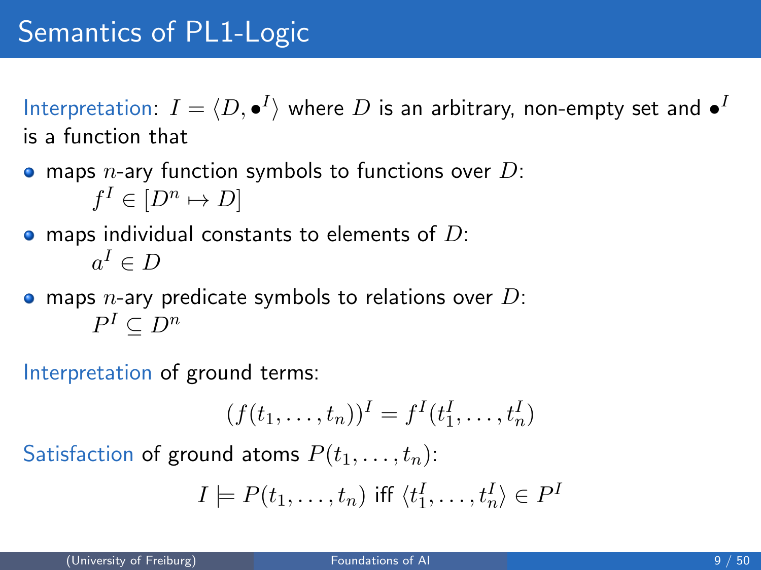# Semantics of PL1-Logic

Interpretation: $I = \langle D, \bullet^I \rangle$ where $D$ is an arbitrary, non-empty set and $\bullet^I$ is a function that

- maps $n$-ary function symbols to functions over $D$:
  $f^I \in [D^n \mapsto D]$
- maps individual constants to elements of $D$:
  $a^I \in D$
- maps $n$-ary predicate symbols to relations over $D$:
  $P^I \subseteq D^n$

Interpretation of ground terms:

$$(f(t_1, \ldots, t_n))^I = f^I(t_1^I, \ldots, t_n^I)$$

Satisfaction of ground atoms $P(t_1, \ldots, t_n)$:

$$I \models P(t_1, \ldots, t_n) \text{ iff } \langle t_1^I, \ldots, t_n^I \rangle \in P^I$$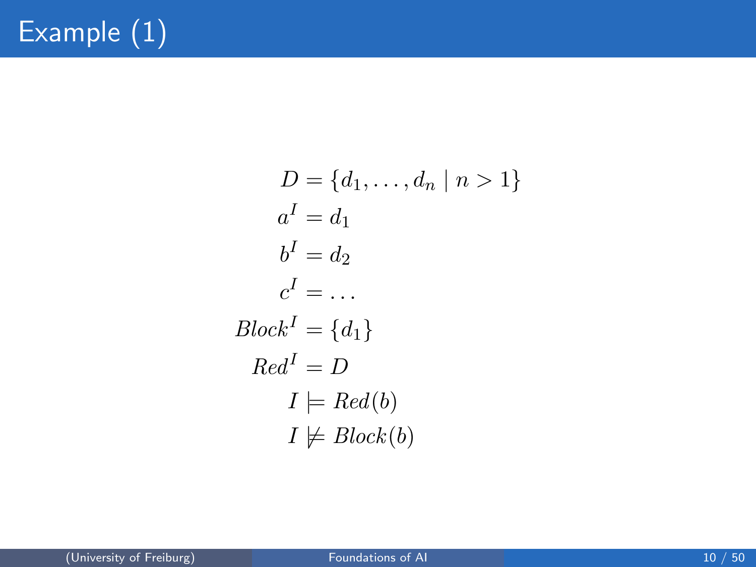# Example (1)

$$
\begin{aligned}
D &= \{d_1, \ldots, d_n \mid n > 1\} \\
a^I &= d_1 \\
b^I &= d_2 \\
c^I &= \ldots \\
Block^I &= \{d_1\} \\
Red^I &= D \\
I &\models Red(b) \\
I &\not\models Block(b)
\end{aligned}
$$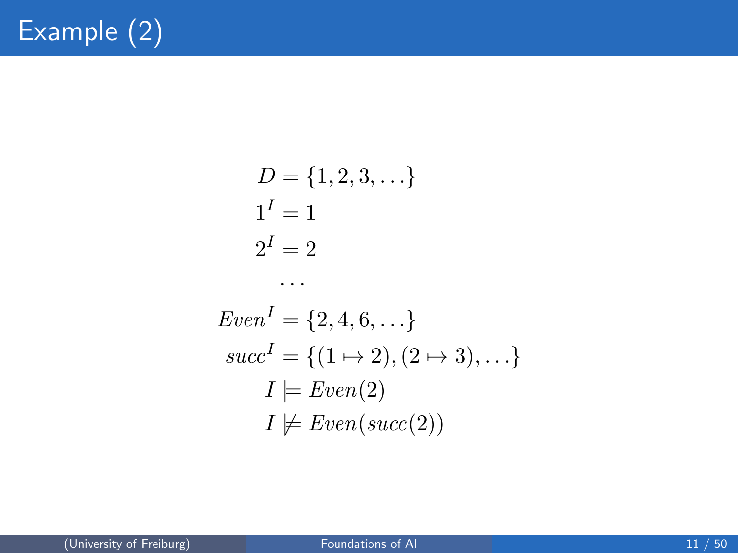# Example (2)

$$
\begin{aligned}
D &= \{1, 2, 3, \ldots\} \\
1^I &= 1 \\
2^I &= 2 \\
&\ldots \\
Even^I &= \{2, 4, 6, \ldots\} \\
succ^I &= \{(1 \mapsto 2), (2 \mapsto 3), \ldots\} \\
I &\models Even(2) \\
I &\not\models Even(succ(2))
\end{aligned}
$$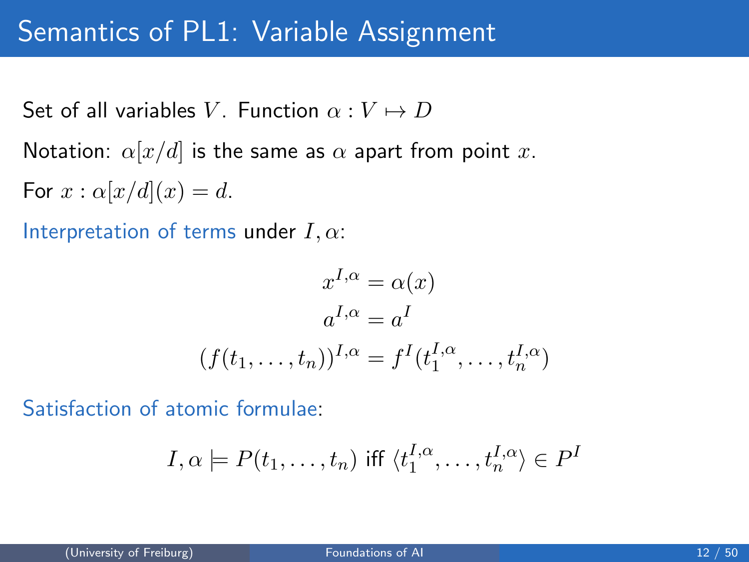# Semantics of PL1: Variable Assignment

Set of all variables $V$. Function $\alpha : V \mapsto D$

Notation: $\alpha[x/d]$ is the same as $\alpha$ apart from point $x$.

For $x : \alpha[x/d](x) = d$.

Interpretation of terms under $I, \alpha$:

$$x^{I,\alpha} = \alpha(x)$$
$$a^{I,\alpha} = a^I$$
$$(f(t_1, \ldots, t_n))^{I,\alpha} = f^I(t_1^{I,\alpha}, \ldots, t_n^{I,\alpha})$$

Satisfaction of atomic formulae:

$$I, \alpha \models P(t_1, \ldots, t_n) \text{ iff } \langle t_1^{I,\alpha}, \ldots, t_n^{I,\alpha} \rangle \in P^I$$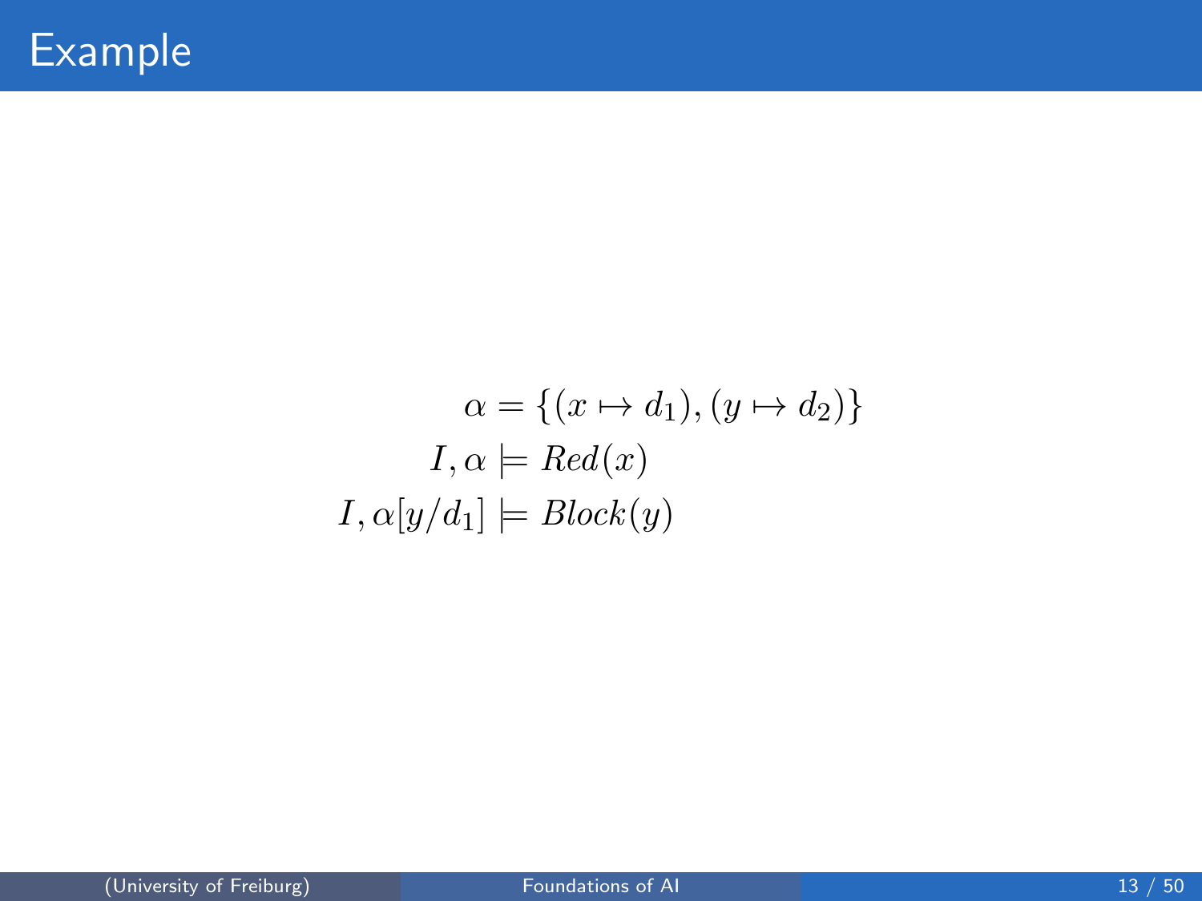# Example

$$
\begin{aligned}
\alpha &= \{(x \mapsto d_1), (y \mapsto d_2)\} \\
I, \alpha &\models \mathit{Red}(x) \\
I, \alpha[y/d_1] &\models \mathit{Block}(y)
\end{aligned}
$$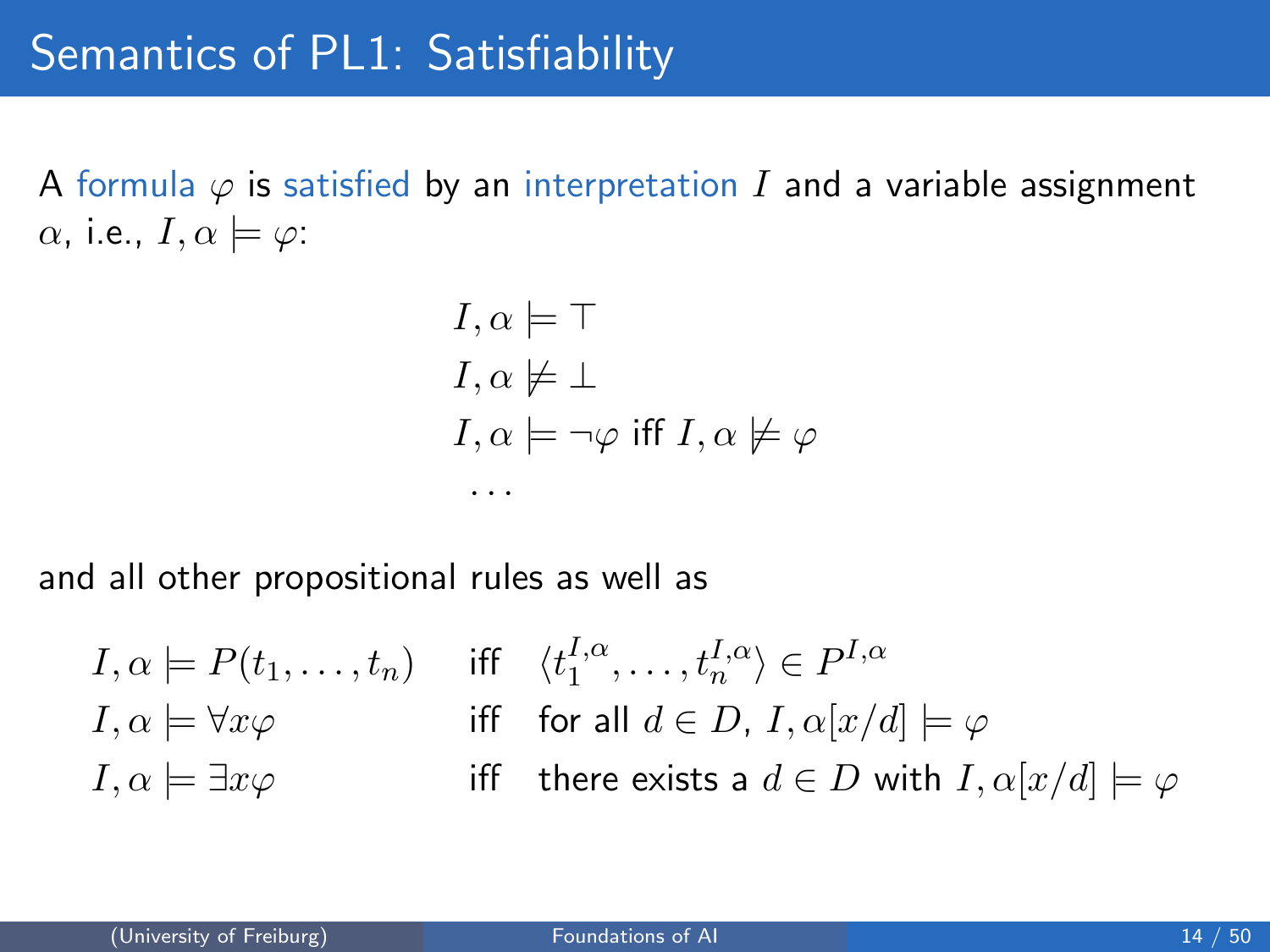# Semantics of PL1: Satisfiability

A formula $\varphi$ is satisfied by an interpretation $I$ and a variable assignment $\alpha$, i.e., $I, \alpha \models \varphi$:

$$
\begin{aligned}
& I, \alpha \models \top \\
& I, \alpha \not\models \bot \\
& I, \alpha \models \neg\varphi \text{ iff } I, \alpha \not\models \varphi \\
& \dots
\end{aligned}
$$

and all other propositional rules as well as

$$
\begin{aligned}
I, \alpha \models P(t_1, \dots, t_n) \quad & \text{iff} \quad \langle t_1^{I,\alpha}, \dots, t_n^{I,\alpha} \rangle \in P^{I,\alpha} \\
I, \alpha \models \forall x \varphi \quad & \text{iff} \quad \text{for all } d \in D,\ I, \alpha[x/d] \models \varphi \\
I, \alpha \models \exists x \varphi \quad & \text{iff} \quad \text{there exists a } d \in D \text{ with } I, \alpha[x/d] \models \varphi
\end{aligned}
$$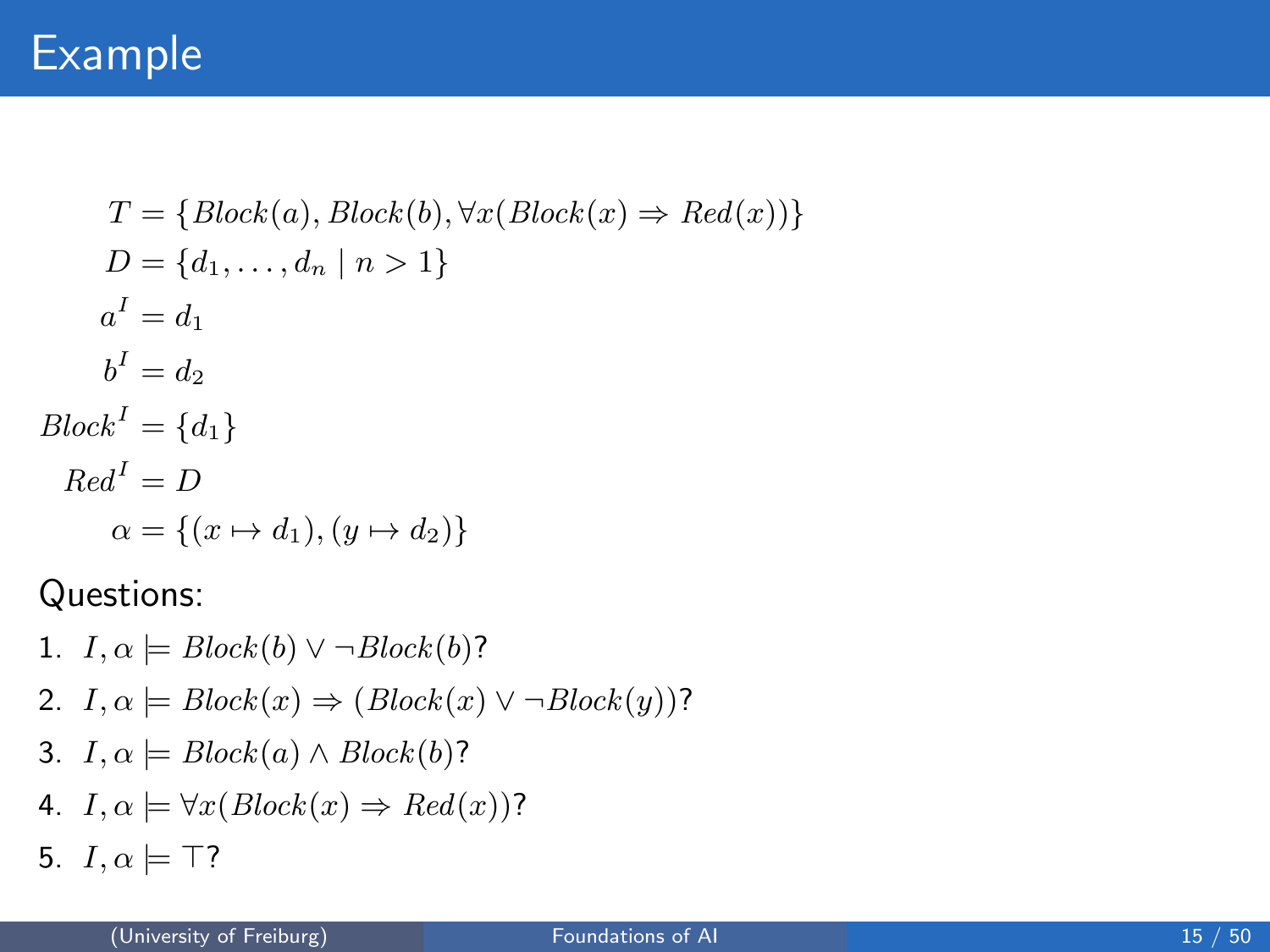# Example

$$
\begin{aligned}
T &= \{Block(a), Block(b), \forall x(Block(x) \Rightarrow Red(x))\} \\
D &= \{d_1, \ldots, d_n \mid n > 1\} \\
a^I &= d_1 \\
b^I &= d_2 \\
Block^I &= \{d_1\} \\
Red^I &= D \\
\alpha &= \{(x \mapsto d_1), (y \mapsto d_2)\}
\end{aligned}
$$

Questions:

1. $I, \alpha \models Block(b) \vee \neg Block(b)$?
2. $I, \alpha \models Block(x) \Rightarrow (Block(x) \vee \neg Block(y))$?
3. $I, \alpha \models Block(a) \wedge Block(b)$?
4. $I, \alpha \models \forall x(Block(x) \Rightarrow Red(x))$?
5. $I, \alpha \models \top$?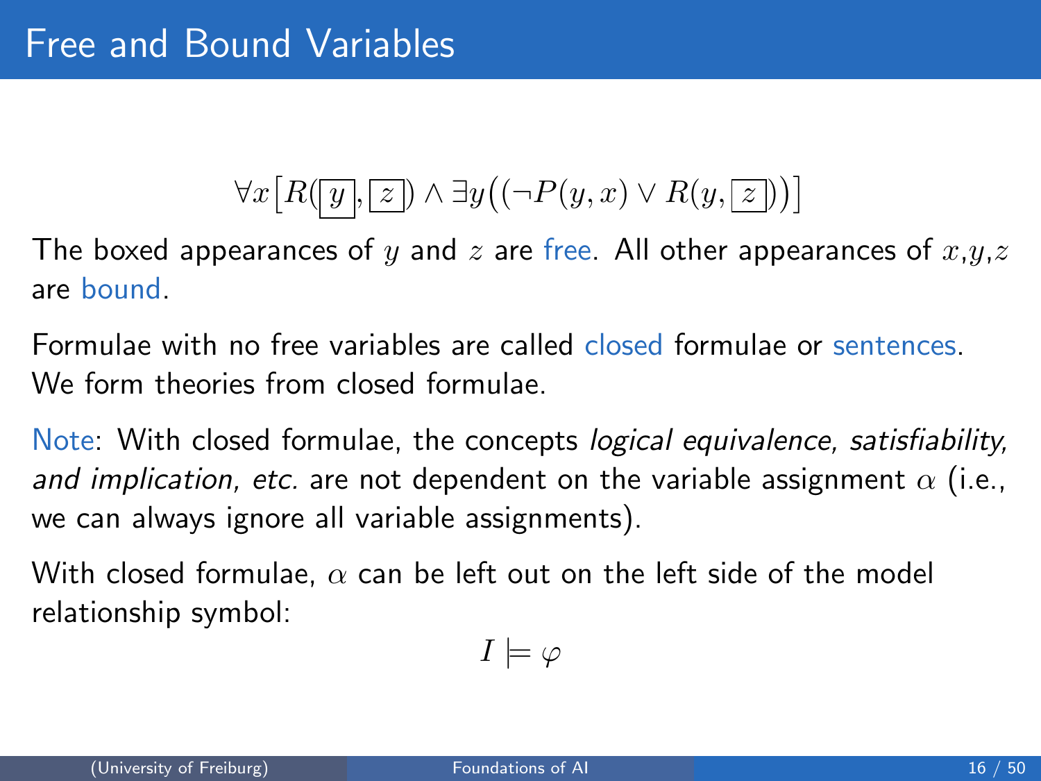# Free and Bound Variables

$$\forall x \big[ R(\boxed{y}, \boxed{z}) \land \exists y \big( (\neg P(y, x) \lor R(y, \boxed{z}) \big) \big]$$

The boxed appearances of $y$ and $z$ are free. All other appearances of $x$,$y$,$z$ are bound.

Formulae with no free variables are called closed formulae or sentences. We form theories from closed formulae.

Note: With closed formulae, the concepts *logical equivalence, satisfiability, and implication, etc.* are not dependent on the variable assignment $\alpha$ (i.e., we can always ignore all variable assignments).

With closed formulae, $\alpha$ can be left out on the left side of the model relationship symbol:

$$I \models \varphi$$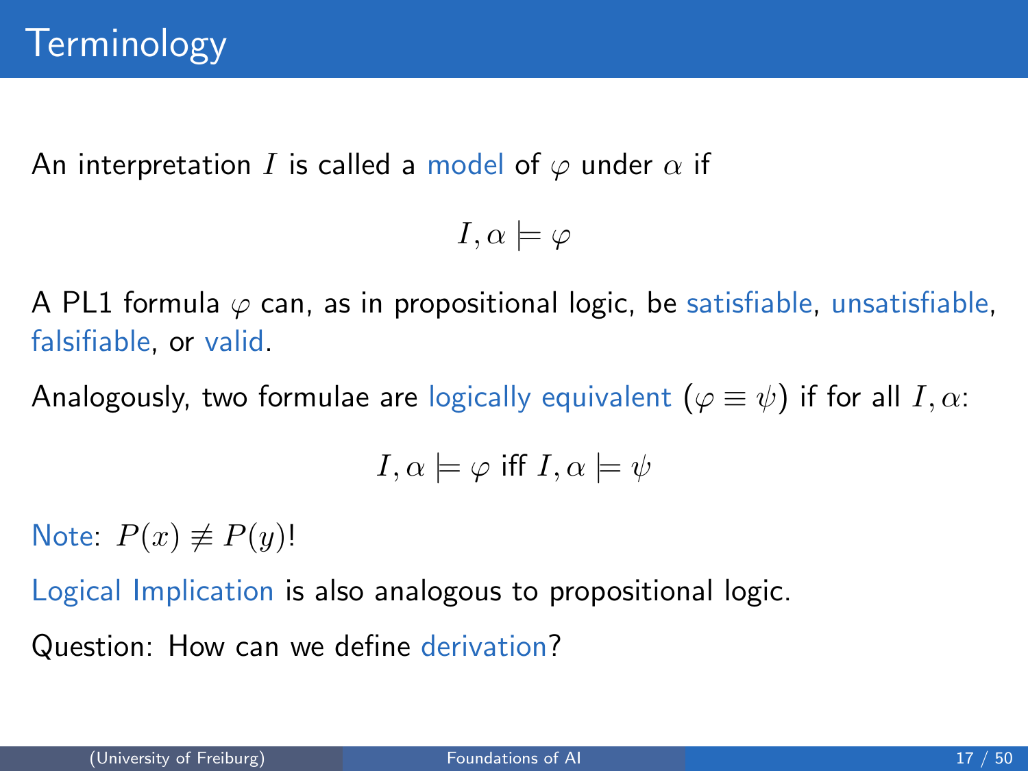# Terminology

An interpretation $I$ is called a model of $\varphi$ under $\alpha$ if

$$I, \alpha \models \varphi$$

A PL1 formula $\varphi$ can, as in propositional logic, be satisfiable, unsatisfiable, falsifiable, or valid.

Analogously, two formulae are logically equivalent ($\varphi \equiv \psi$) if for all $I, \alpha$:

$$I, \alpha \models \varphi \text{ iff } I, \alpha \models \psi$$

Note: $P(x) \not\equiv P(y)$!

Logical Implication is also analogous to propositional logic.

Question: How can we define derivation?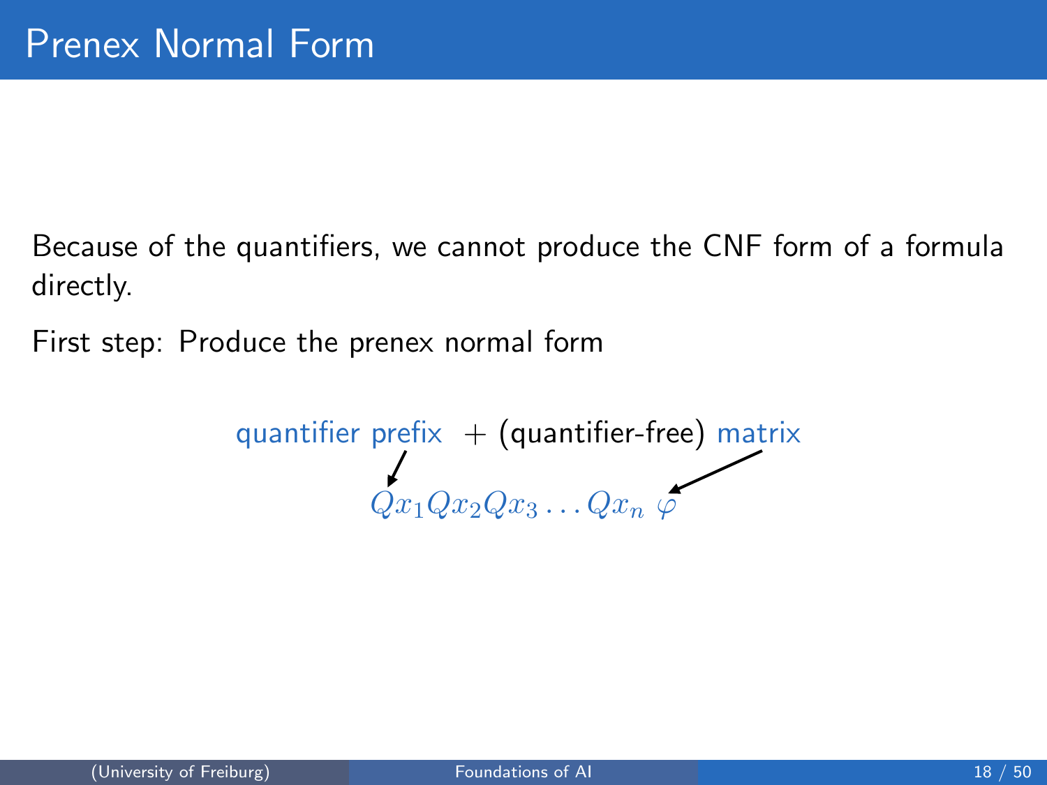# Prenex Normal Form

Because of the quantifiers, we cannot produce the CNF form of a formula directly.

First step: Produce the prenex normal form

quantifier prefix + (quantifier-free) matrix

$$Qx_1Qx_2Qx_3 \dots Qx_n \, \varphi$$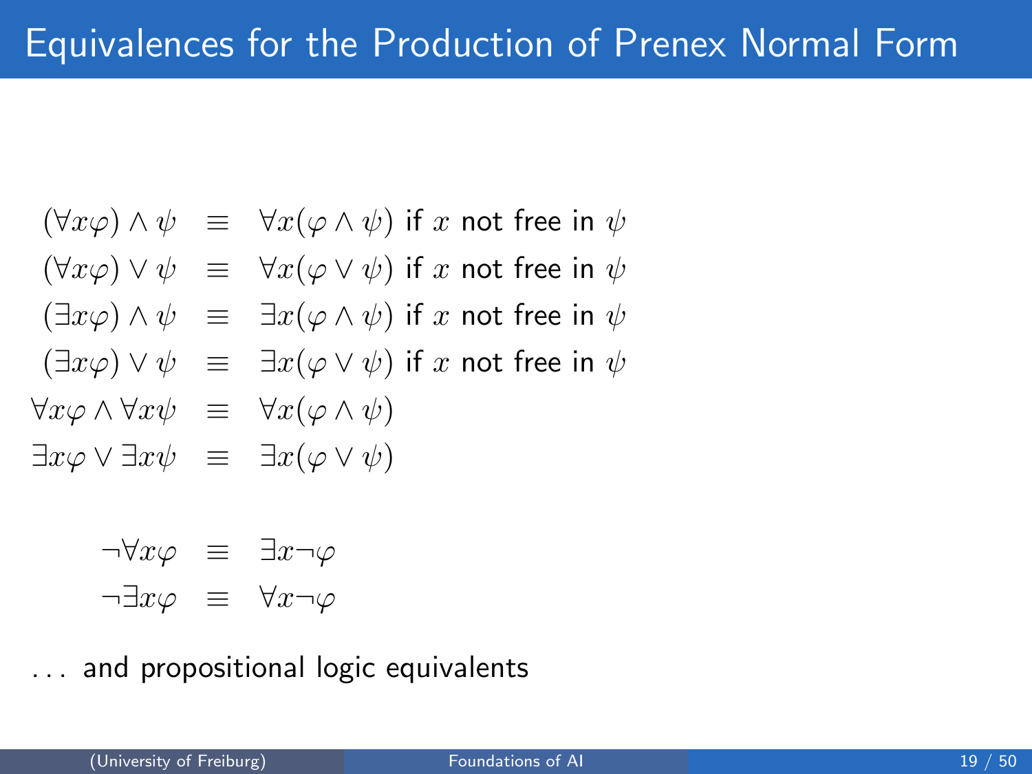# Equivalences for the Production of Prenex Normal Form

$$
\begin{aligned}
(\forall x \varphi) \land \psi &\equiv \forall x (\varphi \land \psi) \text{ if } x \text{ not free in } \psi \\
(\forall x \varphi) \lor \psi &\equiv \forall x (\varphi \lor \psi) \text{ if } x \text{ not free in } \psi \\
(\exists x \varphi) \land \psi &\equiv \exists x (\varphi \land \psi) \text{ if } x \text{ not free in } \psi \\
(\exists x \varphi) \lor \psi &\equiv \exists x (\varphi \lor \psi) \text{ if } x \text{ not free in } \psi \\
\forall x \varphi \land \forall x \psi &\equiv \forall x (\varphi \land \psi) \\
\exists x \varphi \lor \exists x \psi &\equiv \exists x (\varphi \lor \psi)
\end{aligned}
$$

$$
\begin{aligned}
\neg \forall x \varphi &\equiv \exists x \neg \varphi \\
\neg \exists x \varphi &\equiv \forall x \neg \varphi
\end{aligned}
$$

... and propositional logic equivalents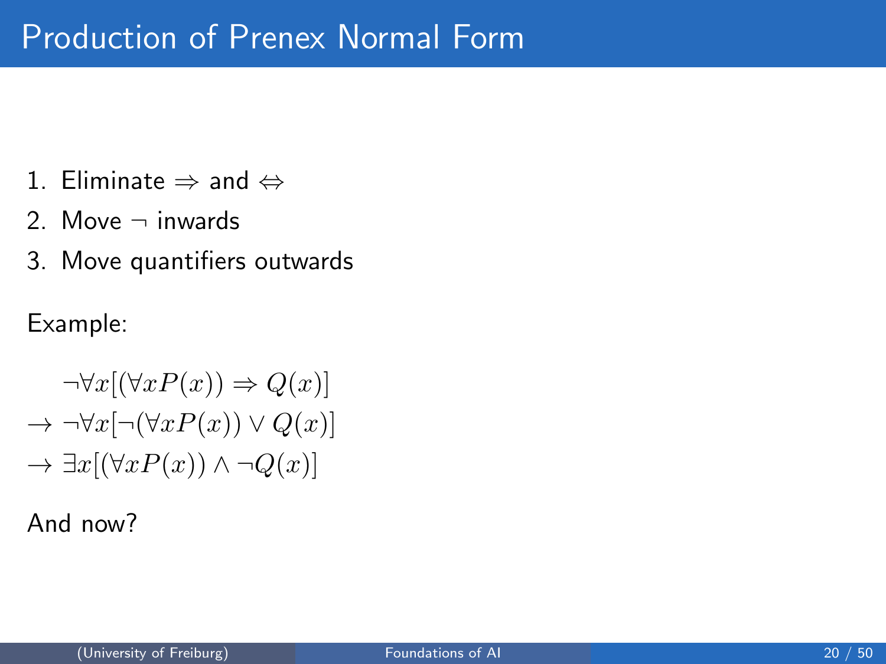# Production of Prenex Normal Form

1. Eliminate $\Rightarrow$ and $\Leftrightarrow$
2. Move $\neg$ inwards
3. Move quantifiers outwards

Example:

$$
\begin{aligned}
& \neg\forall x[(\forall x P(x)) \Rightarrow Q(x)] \\
\rightarrow\ & \neg\forall x[\neg(\forall x P(x)) \vee Q(x)] \\
\rightarrow\ & \exists x[(\forall x P(x)) \wedge \neg Q(x)]
\end{aligned}
$$

And now?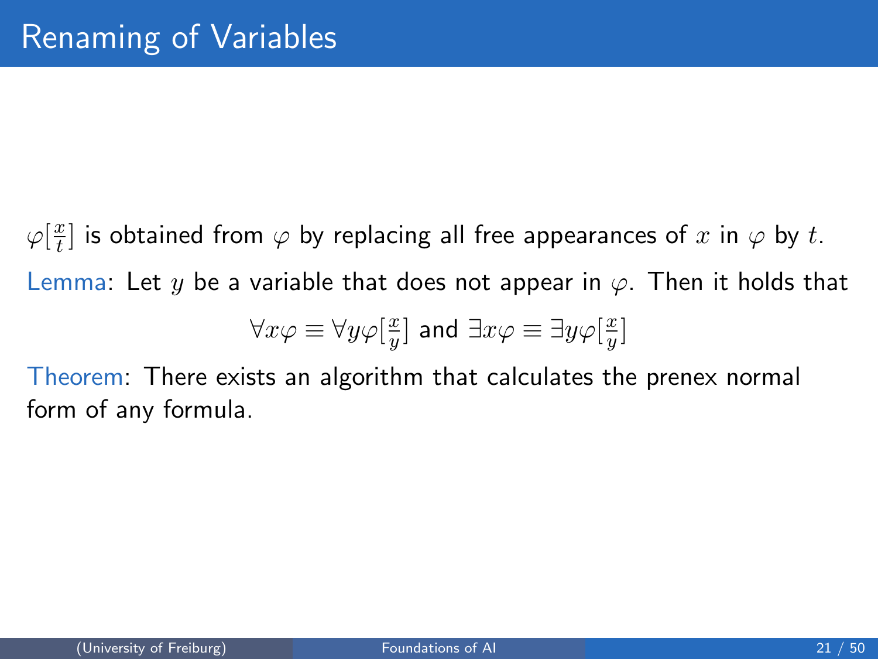# Renaming of Variables

$\varphi[\frac{x}{t}]$ is obtained from $\varphi$ by replacing all free appearances of $x$ in $\varphi$ by $t$.

Lemma: Let $y$ be a variable that does not appear in $\varphi$. Then it holds that

$$\forall x \varphi \equiv \forall y \varphi[\tfrac{x}{y}] \text{ and } \exists x \varphi \equiv \exists y \varphi[\tfrac{x}{y}]$$

Theorem: There exists an algorithm that calculates the prenex normal form of any formula.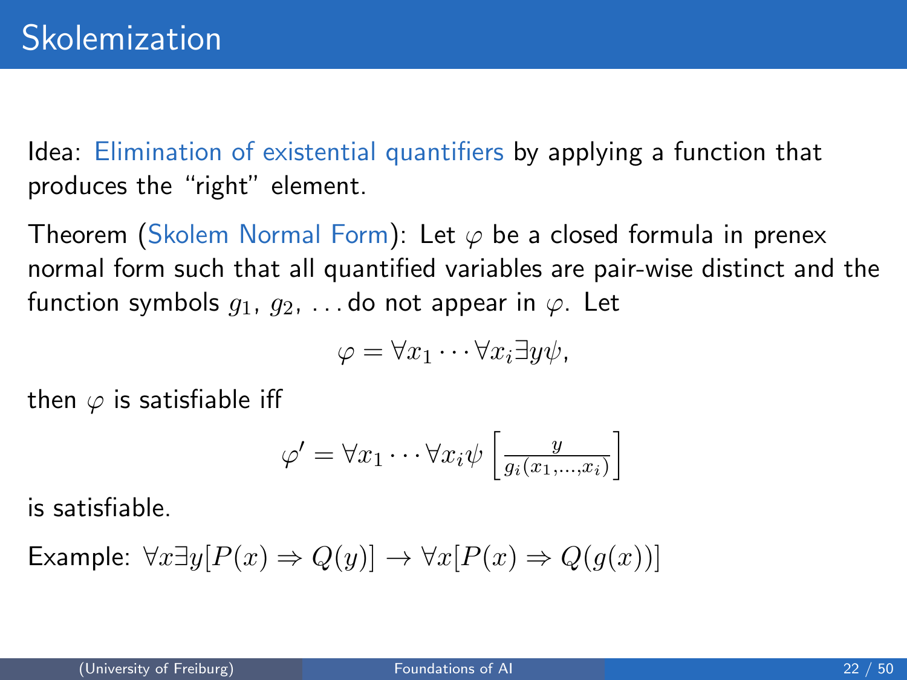# Skolemization

Idea: Elimination of existential quantifiers by applying a function that produces the "right" element.

Theorem (Skolem Normal Form): Let $\varphi$ be a closed formula in prenex normal form such that all quantified variables are pair-wise distinct and the function symbols $g_1$, $g_2$, ... do not appear in $\varphi$. Let

$$\varphi = \forall x_1 \cdots \forall x_i \exists y \psi,$$

then $\varphi$ is satisfiable iff

$$\varphi' = \forall x_1 \cdots \forall x_i \psi \left[ \frac{y}{g_i(x_1, \ldots, x_i)} \right]$$

is satisfiable.

Example: $\forall x \exists y [P(x) \Rightarrow Q(y)] \rightarrow \forall x [P(x) \Rightarrow Q(g(x))]$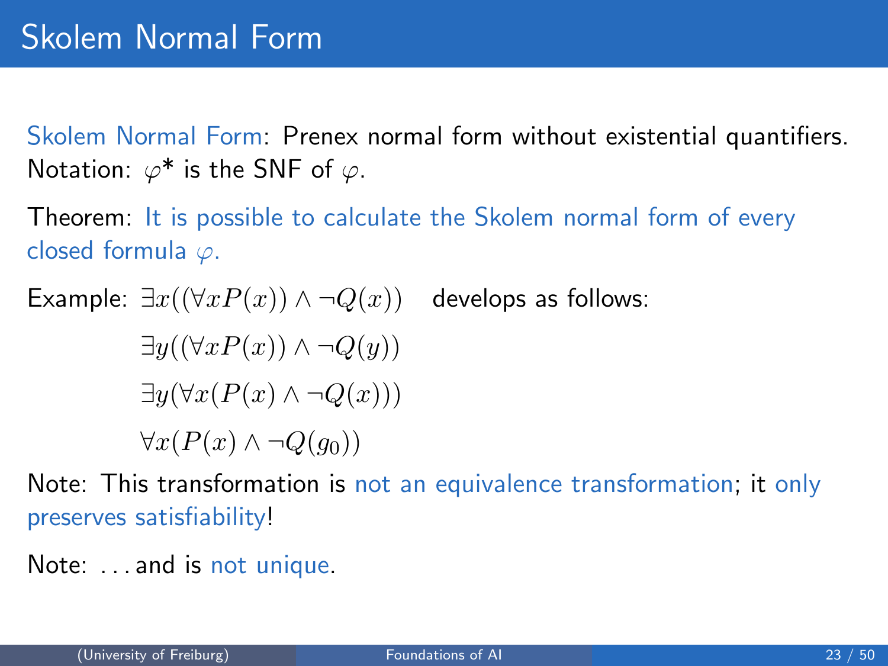# Skolem Normal Form

Skolem Normal Form: Prenex normal form without existential quantifiers.
Notation: $\varphi^*$ is the SNF of $\varphi$.

Theorem: It is possible to calculate the Skolem normal form of every closed formula $\varphi$.

Example: $\exists x((\forall x P(x)) \wedge \neg Q(x))$ develops as follows:

$$\exists y((\forall x P(x)) \wedge \neg Q(y))$$

$$\exists y(\forall x(P(x) \wedge \neg Q(x)))$$

$$\forall x(P(x) \wedge \neg Q(g_0))$$

Note: This transformation is not an equivalence transformation; it only preserves satisfiability!

Note: ... and is not unique.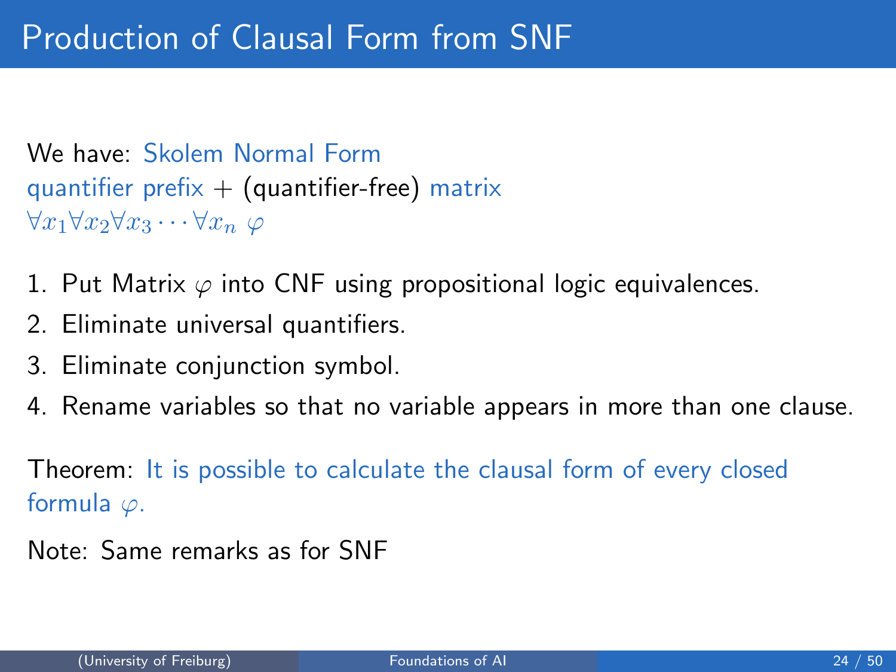# Production of Clausal Form from SNF

We have: Skolem Normal Form
quantifier prefix + (quantifier-free) matrix
$\forall x_1 \forall x_2 \forall x_3 \cdots \forall x_n \; \varphi$

1. Put Matrix $\varphi$ into CNF using propositional logic equivalences.
2. Eliminate universal quantifiers.
3. Eliminate conjunction symbol.
4. Rename variables so that no variable appears in more than one clause.

Theorem: It is possible to calculate the clausal form of every closed formula $\varphi$.

Note: Same remarks as for SNF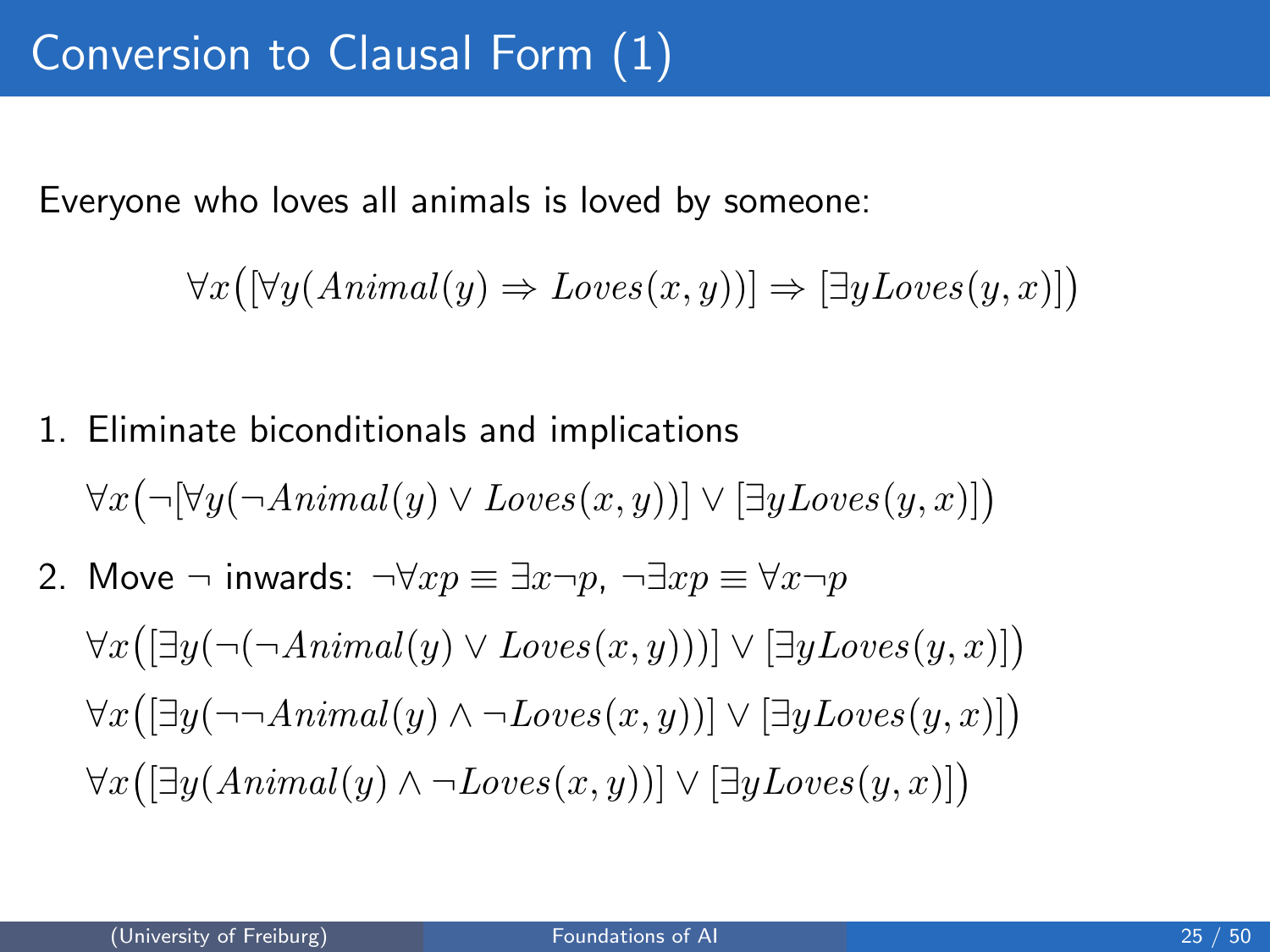# Conversion to Clausal Form (1)

Everyone who loves all animals is loved by someone:

$$\forall x \big( [\forall y (Animal(y) \Rightarrow Loves(x,y))] \Rightarrow [\exists y Loves(y,x)] \big)$$

1. Eliminate biconditionals and implications

   $\forall x \big( \neg[\forall y (\neg Animal(y) \vee Loves(x,y))] \vee [\exists y Loves(y,x)] \big)$

2. Move $\neg$ inwards: $\neg \forall x p \equiv \exists x \neg p$, $\neg \exists x p \equiv \forall x \neg p$

   $\forall x \big( [\exists y (\neg(\neg Animal(y) \vee Loves(x,y)))] \vee [\exists y Loves(y,x)] \big)$

   $\forall x \big( [\exists y (\neg\neg Animal(y) \wedge \neg Loves(x,y))] \vee [\exists y Loves(y,x)] \big)$

   $\forall x \big( [\exists y (Animal(y) \wedge \neg Loves(x,y))] \vee [\exists y Loves(y,x)] \big)$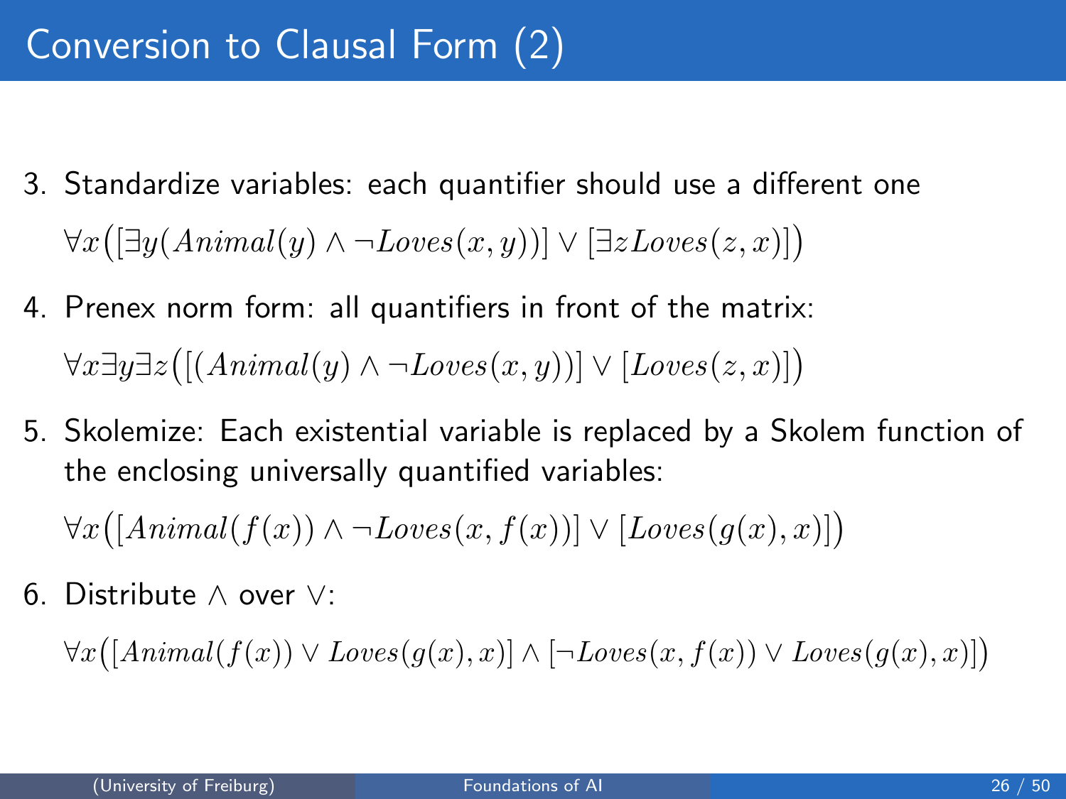# Conversion to Clausal Form (2)

3. Standardize variables: each quantifier should use a different one

   $\forall x \big( [\exists y (Animal(y) \land \neg Loves(x, y))] \lor [\exists z Loves(z, x)] \big)$

4. Prenex norm form: all quantifiers in front of the matrix:

   $\forall x \exists y \exists z \big( [(Animal(y) \land \neg Loves(x, y))] \lor [Loves(z, x)] \big)$

5. Skolemize: Each existential variable is replaced by a Skolem function of the enclosing universally quantified variables:

   $\forall x \big( [Animal(f(x)) \land \neg Loves(x, f(x))] \lor [Loves(g(x), x)] \big)$

6. Distribute $\land$ over $\lor$:

   $\forall x \big( [Animal(f(x)) \lor Loves(g(x), x)] \land [\neg Loves(x, f(x)) \lor Loves(g(x), x)] \big)$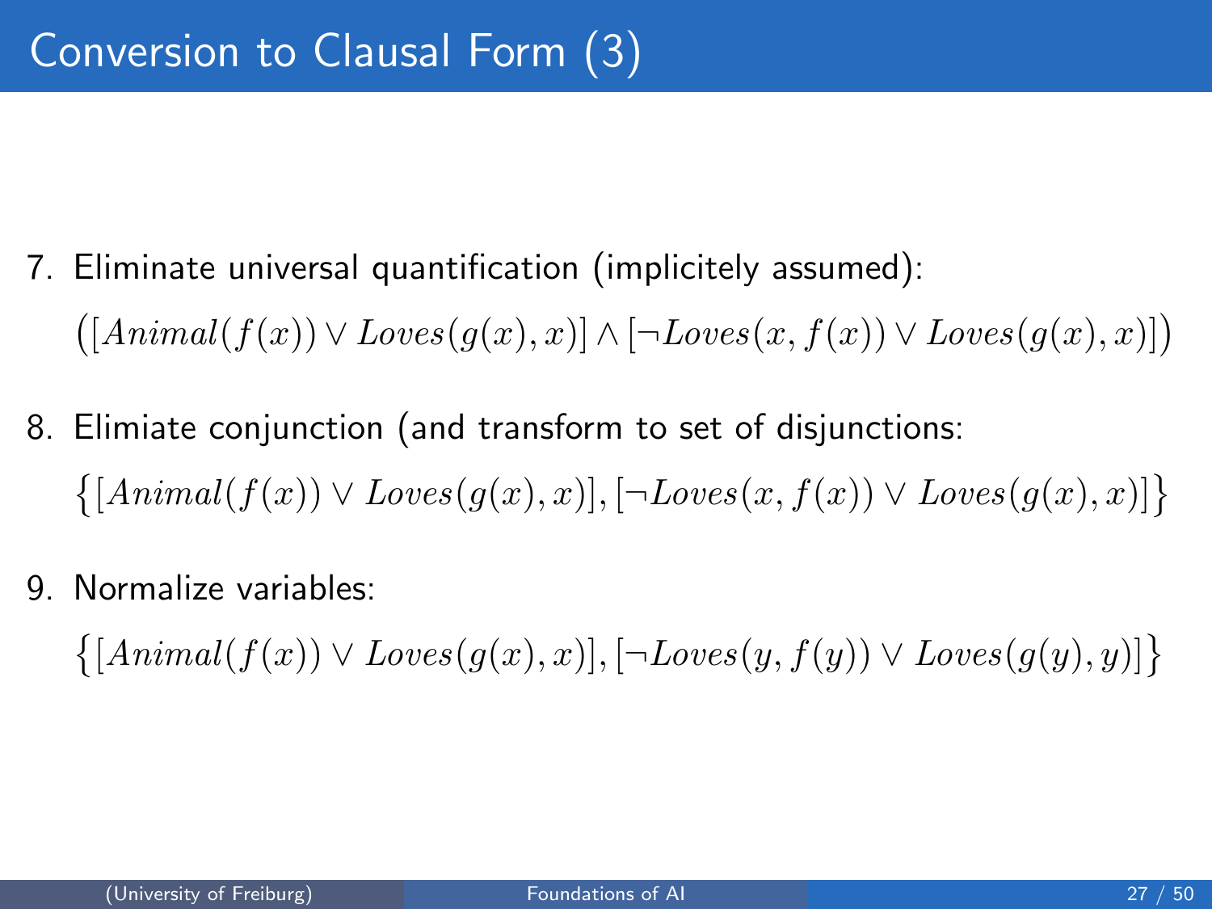# Conversion to Clausal Form (3)

7. Eliminate universal quantification (implicitely assumed):

   $\big([Animal(f(x)) \lor Loves(g(x), x)] \land [\neg Loves(x, f(x)) \lor Loves(g(x), x)]\big)$

8. Elimiate conjunction (and transform to set of disjunctions:

   $\big\{[Animal(f(x)) \lor Loves(g(x), x)], [\neg Loves(x, f(x)) \lor Loves(g(x), x)]\big\}$

9. Normalize variables:

   $\big\{[Animal(f(x)) \lor Loves(g(x), x)], [\neg Loves(y, f(y)) \lor Loves(g(y), y)]\big\}$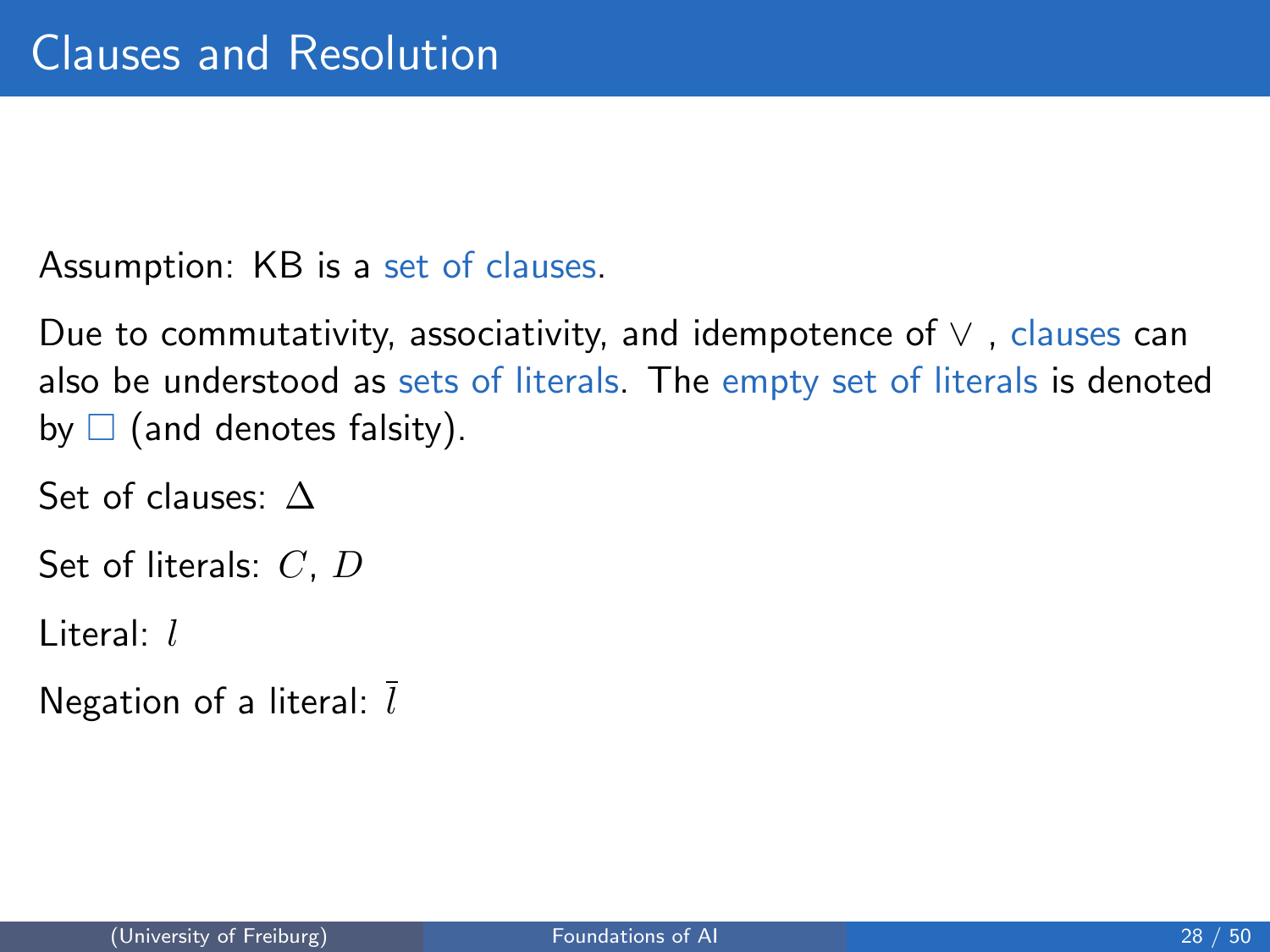# Clauses and Resolution

Assumption: KB is a set of clauses.

Due to commutativity, associativity, and idempotence of $\lor$ , clauses can also be understood as sets of literals. The empty set of literals is denoted by $\square$ (and denotes falsity).

Set of clauses: $\Delta$

Set of literals: $C$, $D$

Literal: $l$

Negation of a literal: $\bar{l}$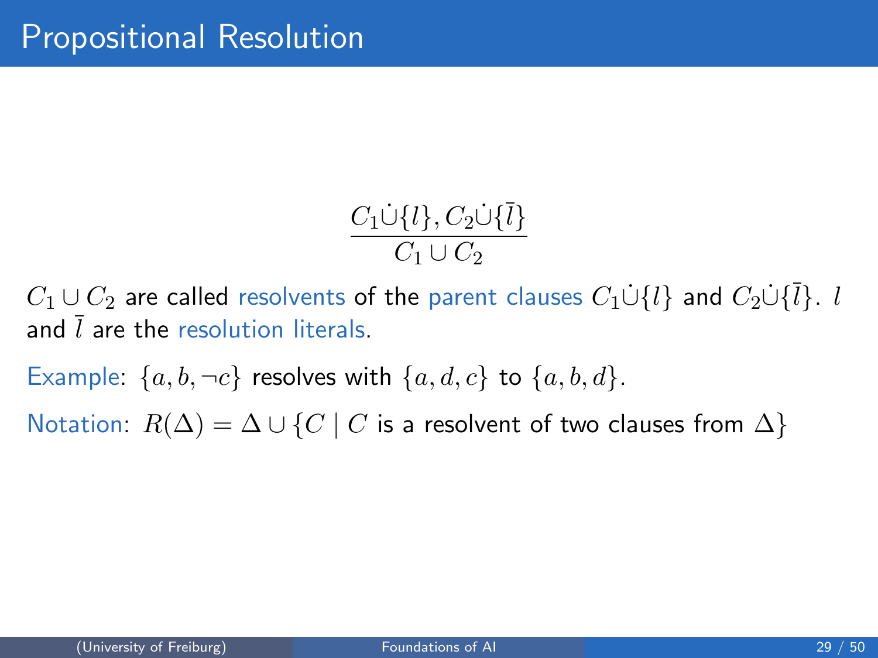# Propositional Resolution

$$\frac{C_1 \dot\cup \{l\}, C_2 \dot\cup \{\bar{l}\}}{C_1 \cup C_2}$$

$C_1 \cup C_2$ are called resolvents of the parent clauses $C_1 \dot\cup \{l\}$ and $C_2 \dot\cup \{\bar{l}\}$. $l$ and $\bar{l}$ are the resolution literals.

Example: $\{a, b, \neg c\}$ resolves with $\{a, d, c\}$ to $\{a, b, d\}$.

Notation: $R(\Delta) = \Delta \cup \{C \mid C \text{ is a resolvent of two clauses from } \Delta\}$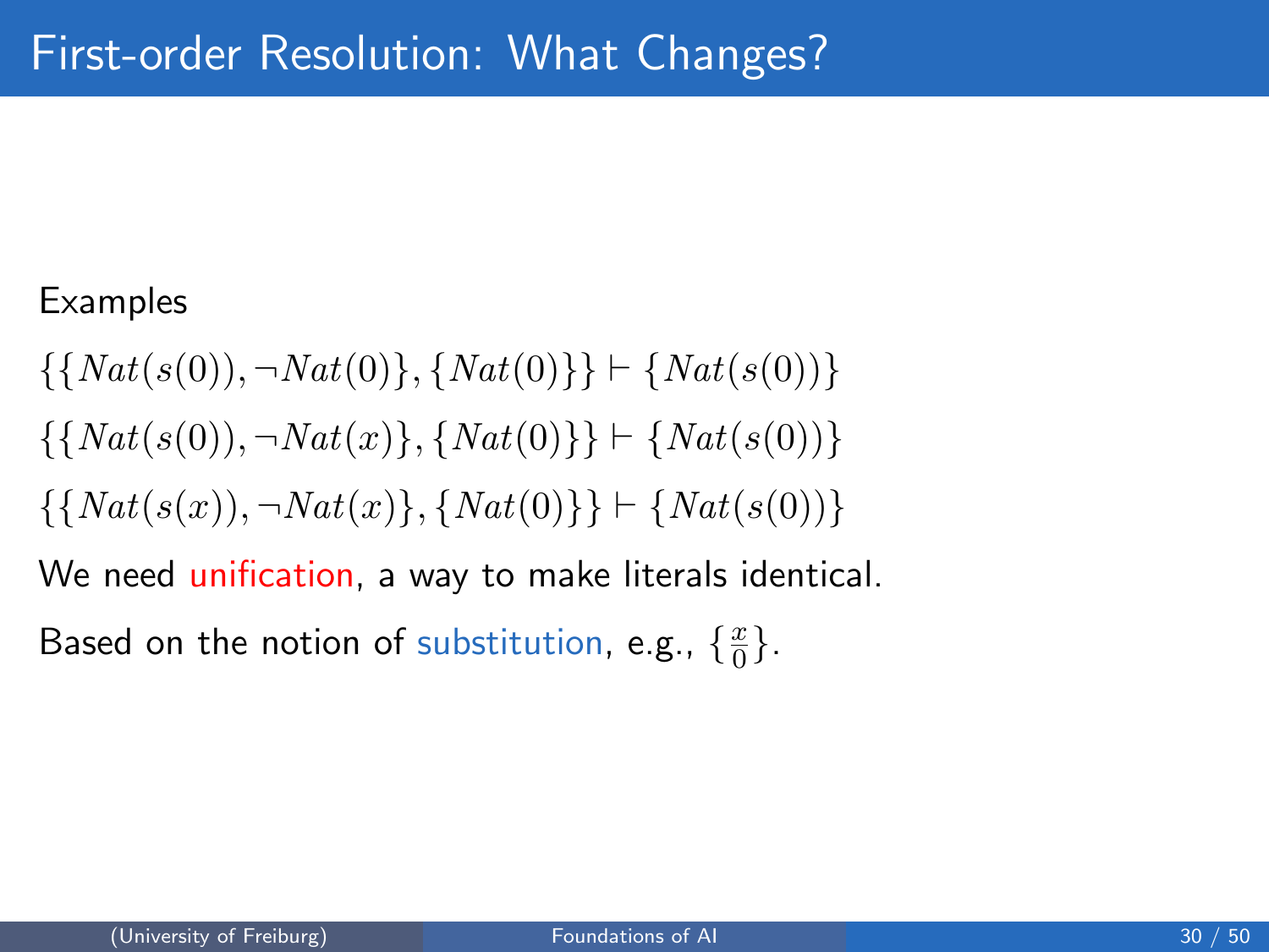# First-order Resolution: What Changes?

Examples

$\{\{Nat(s(0)), \neg Nat(0)\}, \{Nat(0)\}\} \vdash \{Nat(s(0))\}$

$\{\{Nat(s(0)), \neg Nat(x)\}, \{Nat(0)\}\} \vdash \{Nat(s(0))\}$

$\{\{Nat(s(x)), \neg Nat(x)\}, \{Nat(0)\}\} \vdash \{Nat(s(0))\}$

We need unification, a way to make literals identical.

Based on the notion of substitution, e.g., $\{\frac{x}{0}\}$.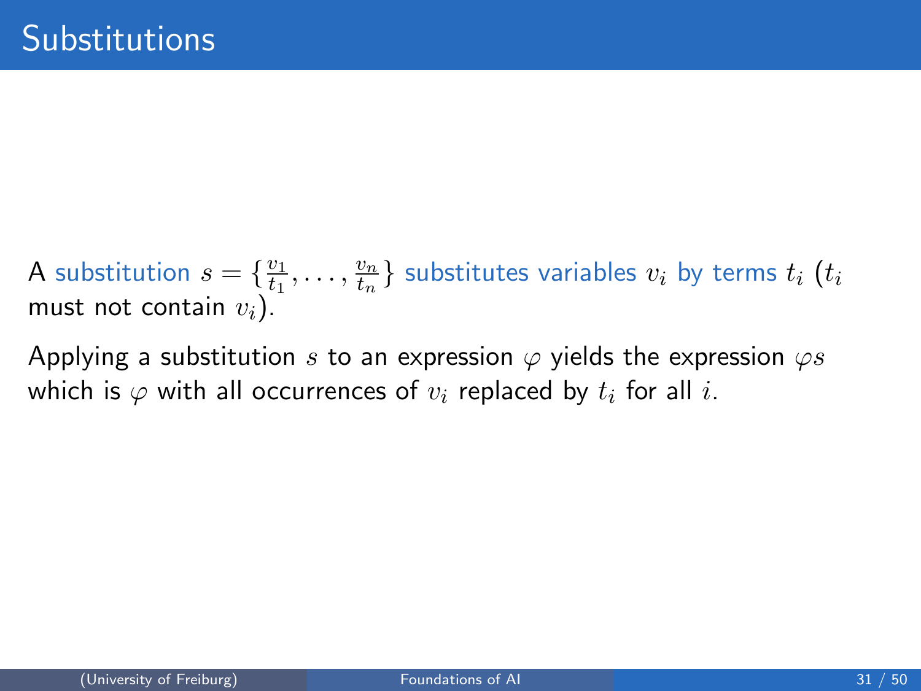# Substitutions

A substitution $s = \{\frac{v_1}{t_1}, \ldots, \frac{v_n}{t_n}\}$ substitutes variables $v_i$ by terms $t_i$ ($t_i$ must not contain $v_i$).

Applying a substitution $s$ to an expression $\varphi$ yields the expression $\varphi s$ which is $\varphi$ with all occurrences of $v_i$ replaced by $t_i$ for all $i$.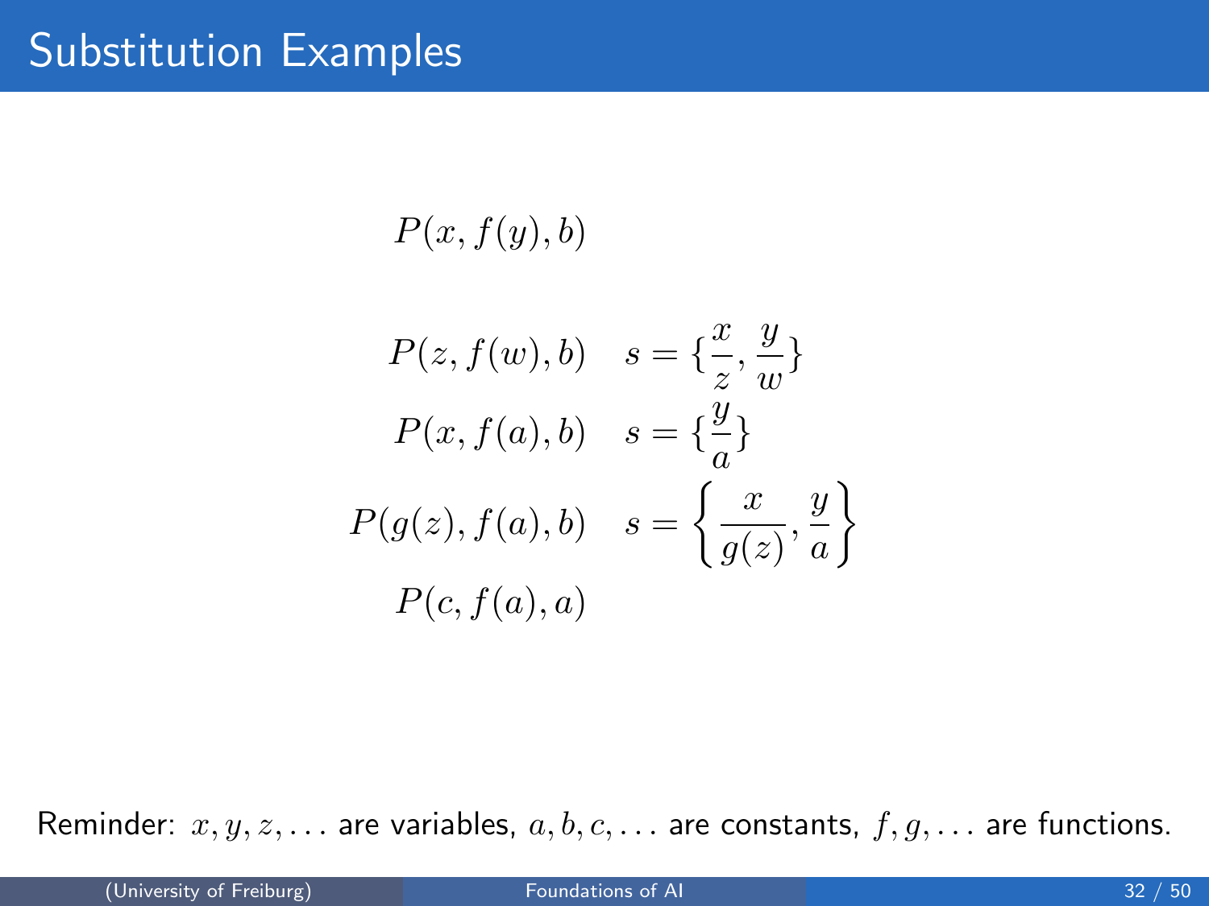# Substitution Examples

$$P(x, f(y), b)$$

$$P(z, f(w), b) \quad s = \{\frac{x}{z}, \frac{y}{w}\}$$

$$P(x, f(a), b) \quad s = \{\frac{y}{a}\}$$

$$P(g(z), f(a), b) \quad s = \left\{\frac{x}{g(z)}, \frac{y}{a}\right\}$$

$$P(c, f(a), a)$$

Reminder: $x, y, z, \ldots$ are variables, $a, b, c, \ldots$ are constants, $f, g, \ldots$ are functions.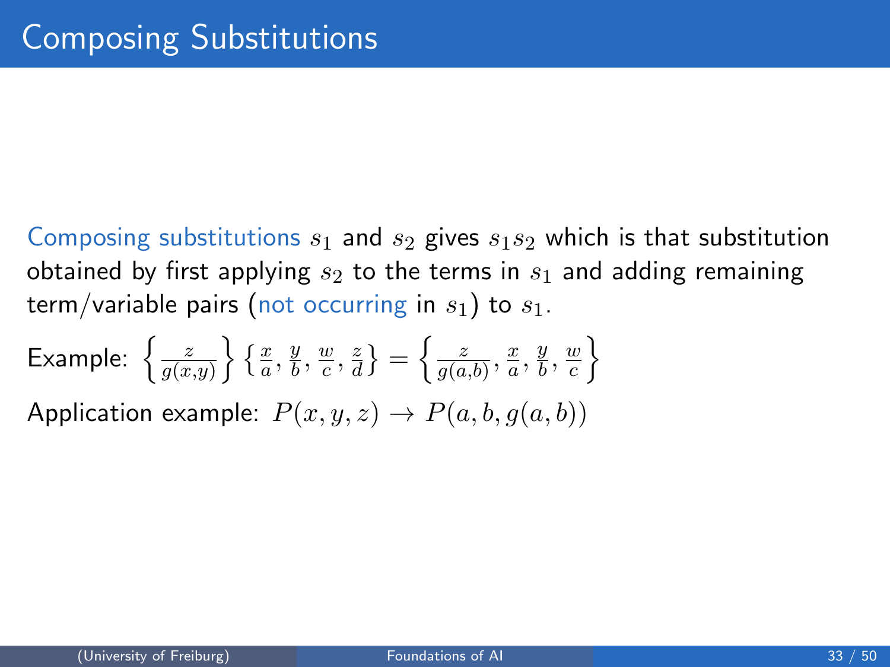# Composing Substitutions

Composing substitutions $s_1$ and $s_2$ gives $s_1 s_2$ which is that substitution obtained by first applying $s_2$ to the terms in $s_1$ and adding remaining term/variable pairs (not occurring in $s_1$) to $s_1$.

Example: $\left\{ \frac{z}{g(x,y)} \right\} \left\{ \frac{x}{a}, \frac{y}{b}, \frac{w}{c}, \frac{z}{d} \right\} = \left\{ \frac{z}{g(a,b)}, \frac{x}{a}, \frac{y}{b}, \frac{w}{c} \right\}$

Application example: $P(x, y, z) \rightarrow P(a, b, g(a, b))$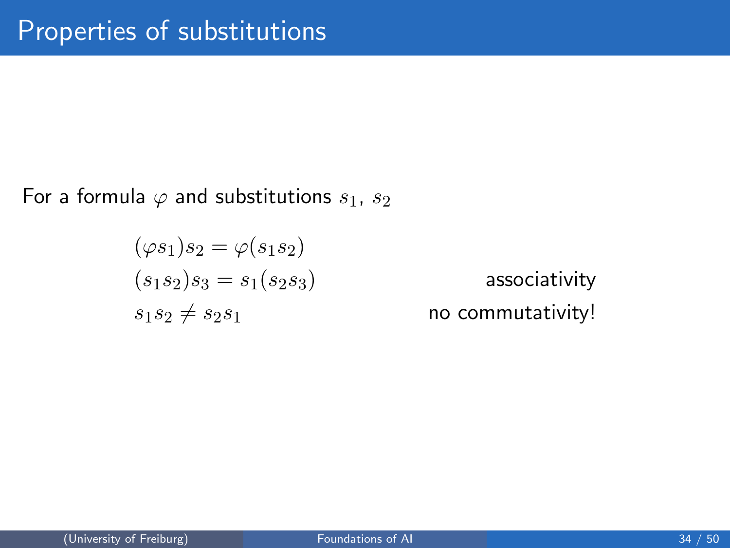# Properties of substitutions

For a formula $\varphi$ and substitutions $s_1$, $s_2$

$$(\varphi s_1)s_2 = \varphi(s_1 s_2)$$

$$(s_1 s_2)s_3 = s_1(s_2 s_3) \qquad \text{associativity}$$

$$s_1 s_2 \neq s_2 s_1 \qquad \text{no commutativity!}$$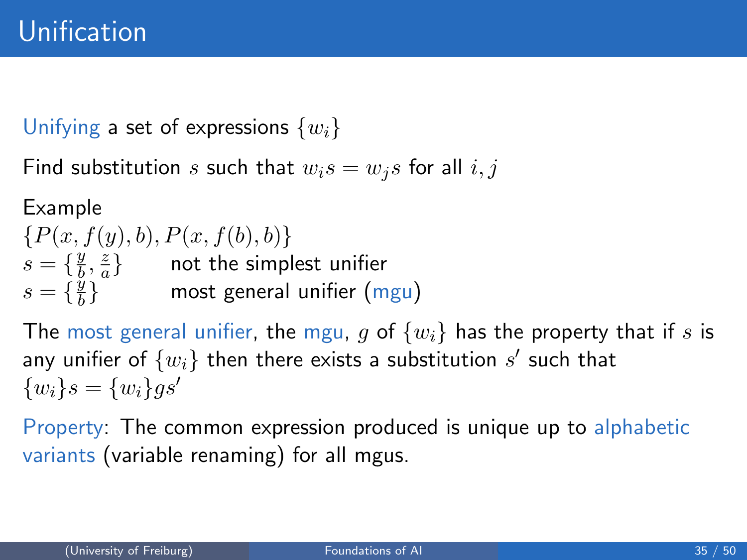# Unification

Unifying a set of expressions $\{w_i\}$

Find substitution $s$ such that $w_i s = w_j s$ for all $i, j$

Example

$\{P(x, f(y), b), P(x, f(b), b)\}$

$s = \{\frac{y}{b}, \frac{z}{a}\}$ not the simplest unifier

$s = \{\frac{y}{b}\}$ most general unifier (mgu)

The most general unifier, the mgu, $g$ of $\{w_i\}$ has the property that if $s$ is any unifier of $\{w_i\}$ then there exists a substitution $s'$ such that $\{w_i\}s = \{w_i\}gs'$

Property: The common expression produced is unique up to alphabetic variants (variable renaming) for all mgus.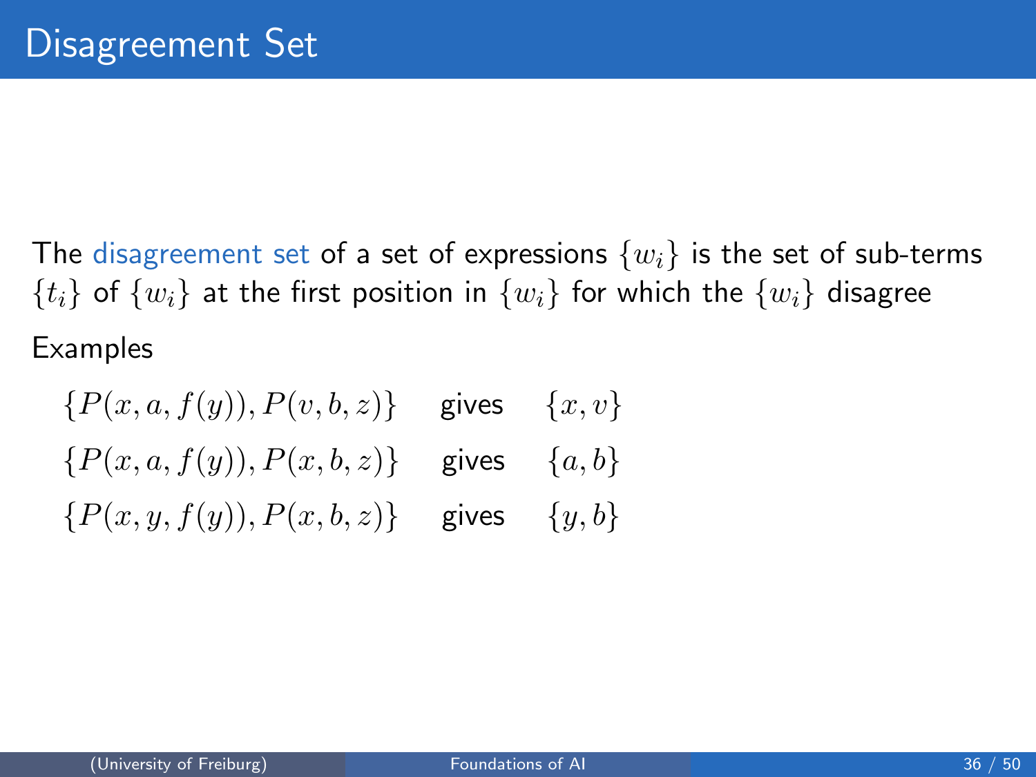# Disagreement Set

The disagreement set of a set of expressions $\{w_i\}$ is the set of sub-terms $\{t_i\}$ of $\{w_i\}$ at the first position in $\{w_i\}$ for which the $\{w_i\}$ disagree

Examples

$\{P(x, a, f(y)), P(v, b, z)\}$ gives $\{x, v\}$

$\{P(x, a, f(y)), P(x, b, z)\}$ gives $\{a, b\}$

$\{P(x, y, f(y)), P(x, b, z)\}$ gives $\{y, b\}$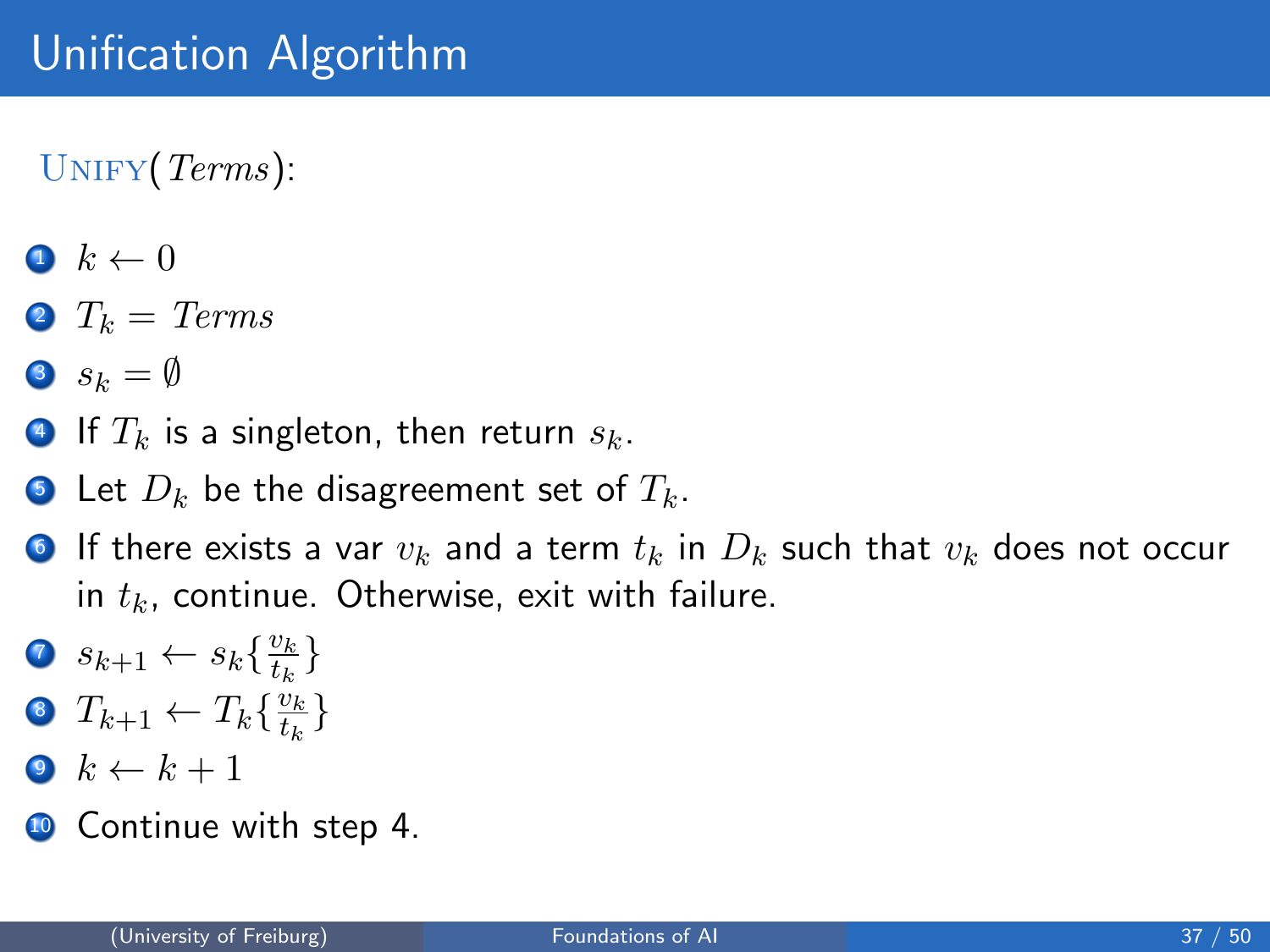# Unification Algorithm

UNIFY(*Terms*):

1. $k \leftarrow 0$
2. $T_k = Terms$
3. $s_k = \emptyset$
4. If $T_k$ is a singleton, then return $s_k$.
5. Let $D_k$ be the disagreement set of $T_k$.
6. If there exists a var $v_k$ and a term $t_k$ in $D_k$ such that $v_k$ does not occur in $t_k$, continue. Otherwise, exit with failure.
7. $s_{k+1} \leftarrow s_k\{\frac{v_k}{t_k}\}$
8. $T_{k+1} \leftarrow T_k\{\frac{v_k}{t_k}\}$
9. $k \leftarrow k + 1$
10. Continue with step 4.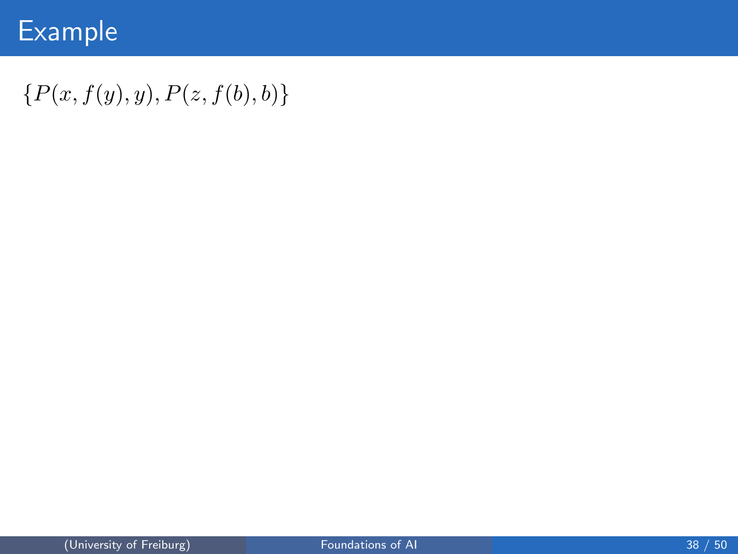# Example

$\{P(x, f(y), y), P(z, f(b), b)\}$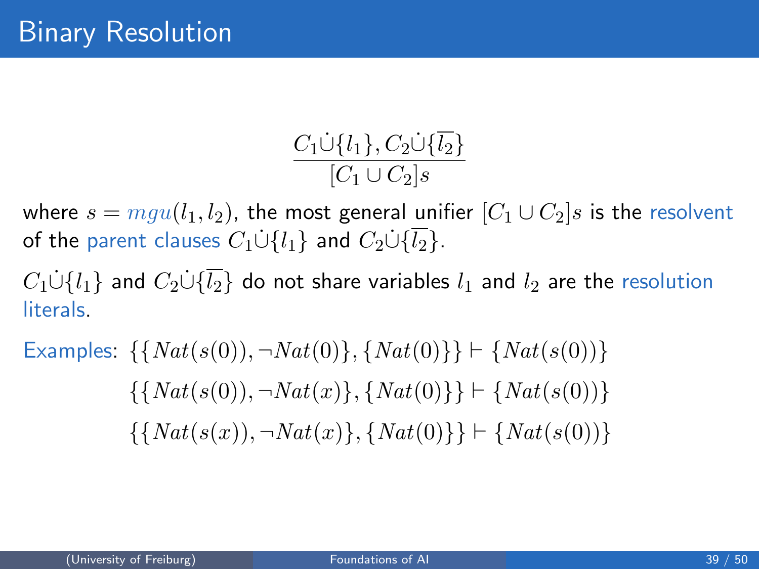# Binary Resolution

$$\frac{C_1 \dot{\cup} \{l_1\}, C_2 \dot{\cup} \{\overline{l_2}\}}{[C_1 \cup C_2]s}$$

where $s = mgu(l_1, l_2)$, the most general unifier $[C_1 \cup C_2]s$ is the resolvent of the parent clauses $C_1 \dot{\cup} \{l_1\}$ and $C_2 \dot{\cup} \{\overline{l_2}\}$.

$C_1 \dot{\cup} \{l_1\}$ and $C_2 \dot{\cup} \{\overline{l_2}\}$ do not share variables $l_1$ and $l_2$ are the resolution literals.

Examples:

$$\{\{Nat(s(0)), \neg Nat(0)\}, \{Nat(0)\}\} \vdash \{Nat(s(0))\}$$

$$\{\{Nat(s(0)), \neg Nat(x)\}, \{Nat(0)\}\} \vdash \{Nat(s(0))\}$$

$$\{\{Nat(s(x)), \neg Nat(x)\}, \{Nat(0)\}\} \vdash \{Nat(s(0))\}$$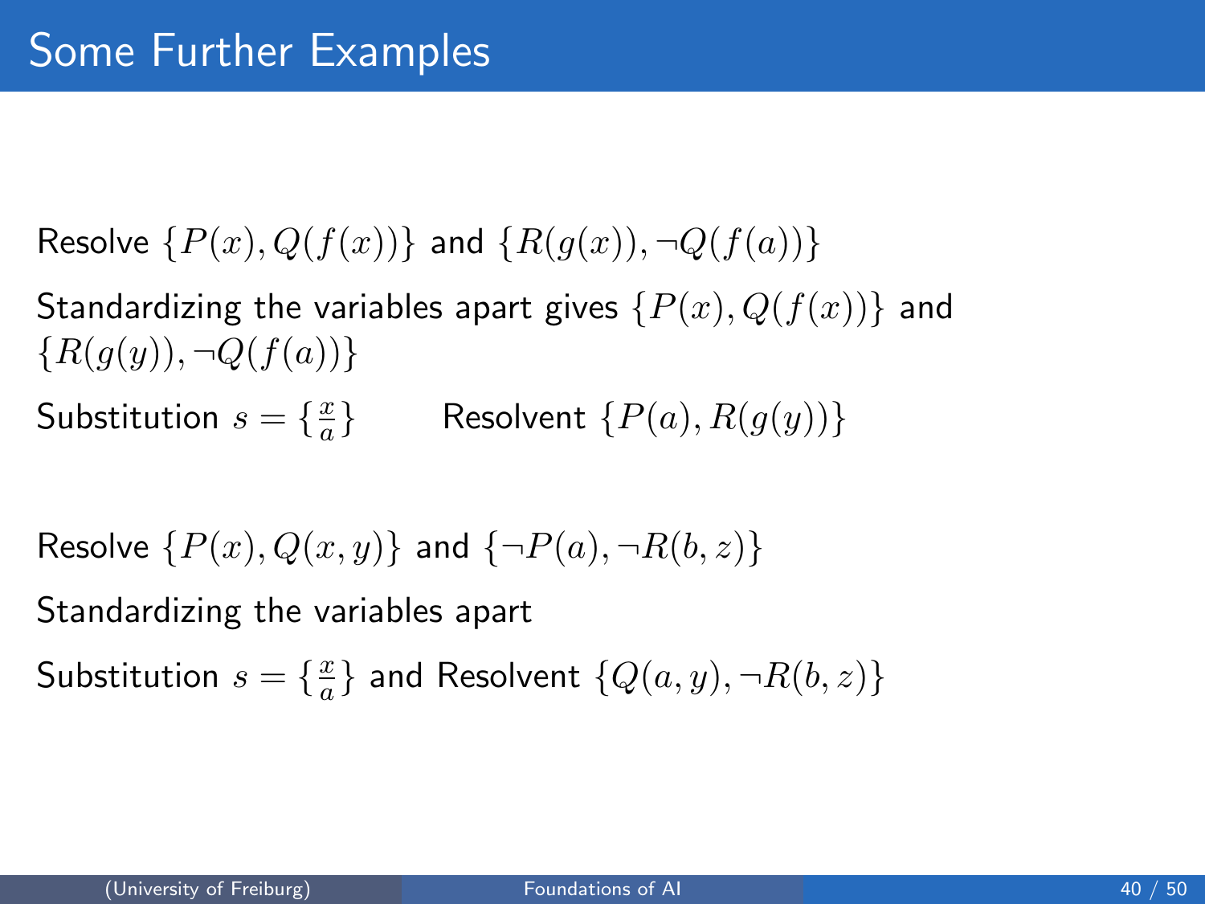# Some Further Examples

Resolve $\{P(x), Q(f(x))\}$ and $\{R(g(x)), \neg Q(f(a))\}$

Standardizing the variables apart gives $\{P(x), Q(f(x))\}$ and $\{R(g(y)), \neg Q(f(a))\}$

Substitution $s = \{\frac{x}{a}\}$ Resolvent $\{P(a), R(g(y))\}$

Resolve $\{P(x), Q(x, y)\}$ and $\{\neg P(a), \neg R(b, z)\}$

Standardizing the variables apart

Substitution $s = \{\frac{x}{a}\}$ and Resolvent $\{Q(a, y), \neg R(b, z)\}$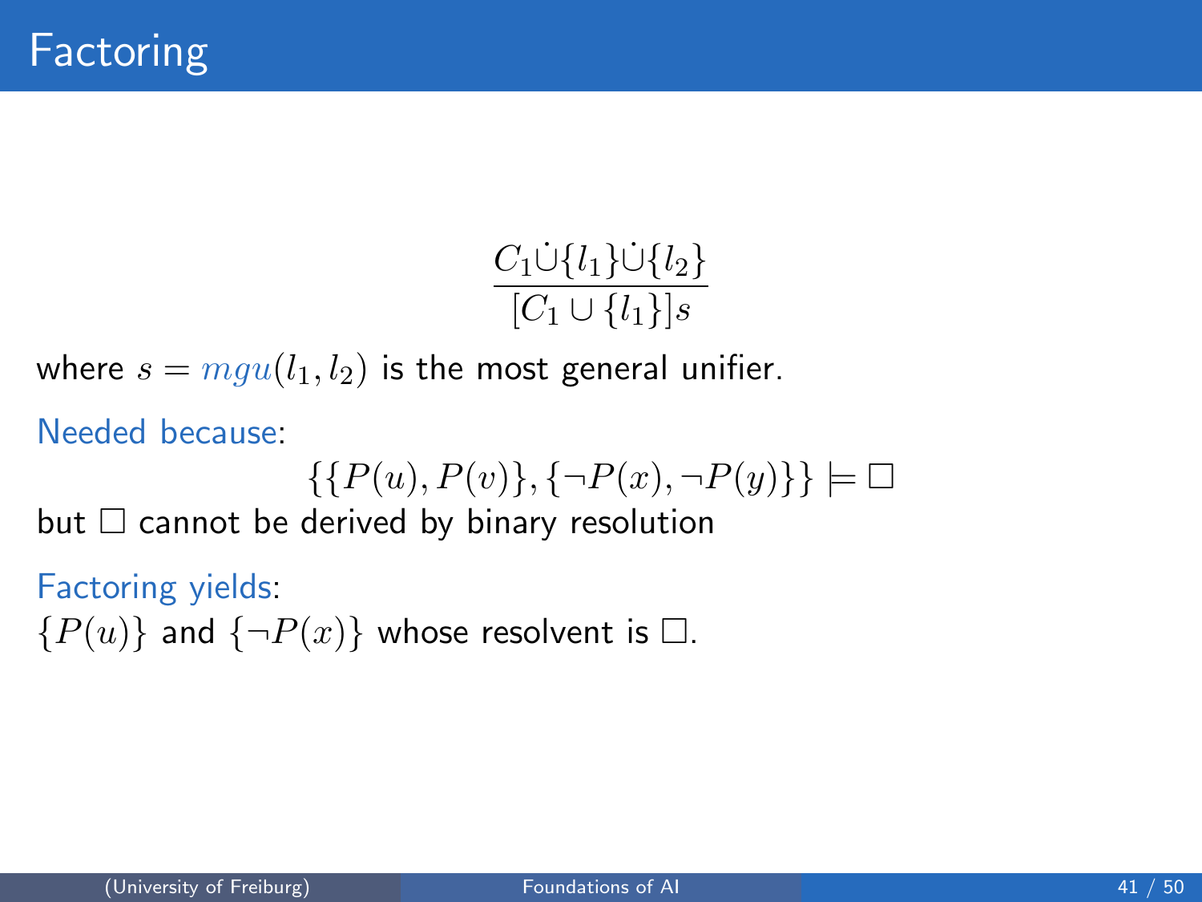# Factoring

$$\frac{C_1 \dot{\cup} \{l_1\} \dot{\cup} \{l_2\}}{[C_1 \cup \{l_1\}]s}$$

where $s = mgu(l_1, l_2)$ is the most general unifier.

Needed because:

$$\{\{P(u), P(v)\}, \{\neg P(x), \neg P(y)\}\} \models \square$$

but $\square$ cannot be derived by binary resolution

Factoring yields:
$\{P(u)\}$ and $\{\neg P(x)\}$ whose resolvent is $\square$.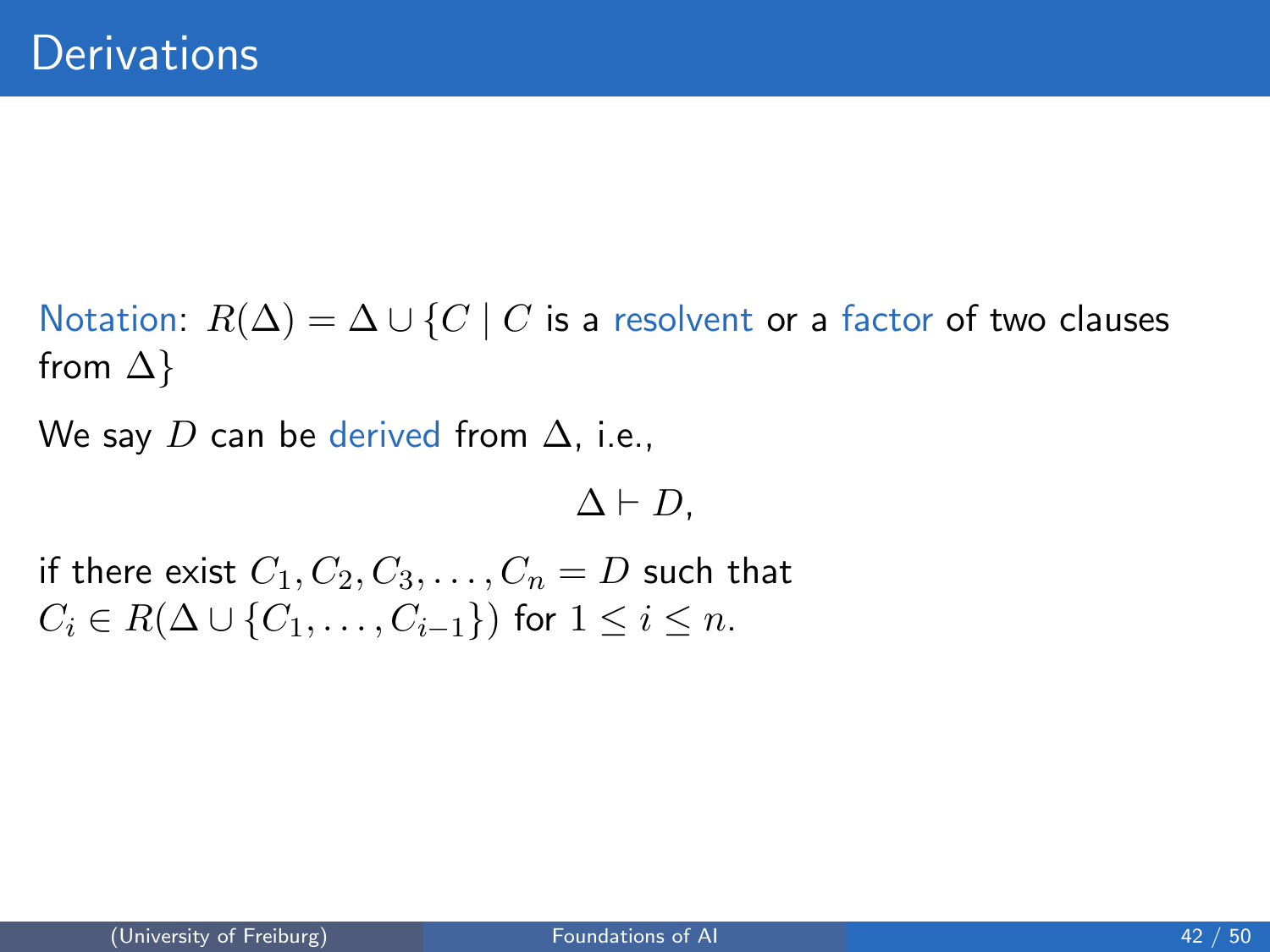# Derivations

Notation: $R(\Delta) = \Delta \cup \{C \mid C$ is a resolvent or a factor of two clauses from $\Delta\}$

We say $D$ can be derived from $\Delta$, i.e.,

$$\Delta \vdash D,$$

if there exist $C_1, C_2, C_3, \ldots, C_n = D$ such that $C_i \in R(\Delta \cup \{C_1, \ldots, C_{i-1}\})$ for $1 \leq i \leq n$.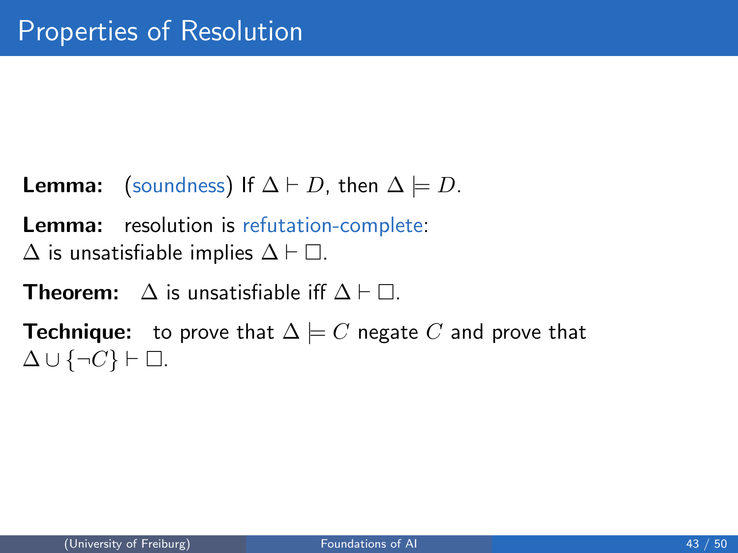# Properties of Resolution

**Lemma:** (soundness) If $\Delta \vdash D$, then $\Delta \models D$.

**Lemma:** resolution is refutation-complete:
$\Delta$ is unsatisfiable implies $\Delta \vdash \square$.

**Theorem:** $\Delta$ is unsatisfiable iff $\Delta \vdash \square$.

**Technique:** to prove that $\Delta \models C$ negate $C$ and prove that $\Delta \cup \{\neg C\} \vdash \square$.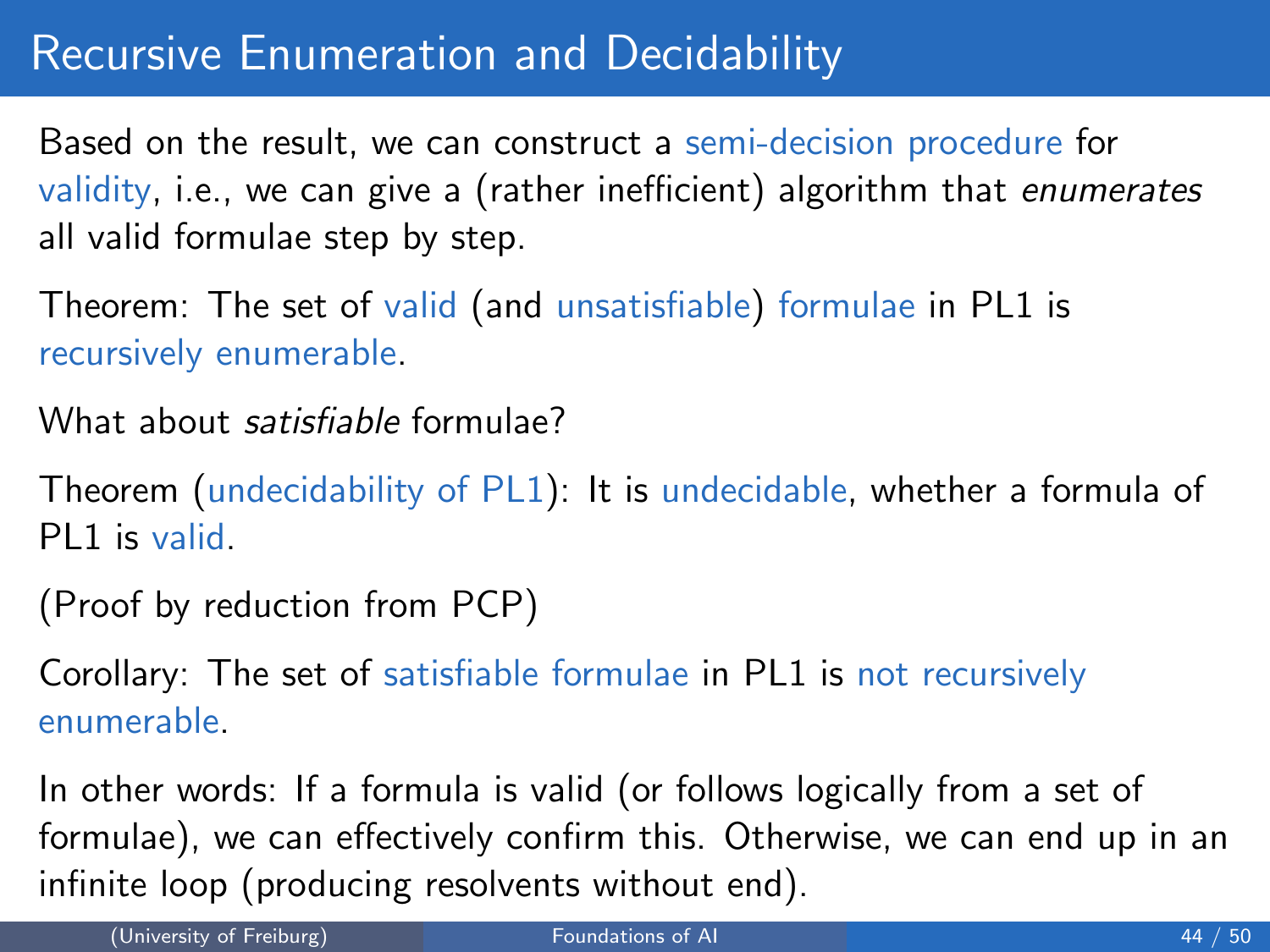# Recursive Enumeration and Decidability

Based on the result, we can construct a semi-decision procedure for validity, i.e., we can give a (rather inefficient) algorithm that *enumerates* all valid formulae step by step.

Theorem: The set of valid (and unsatisfiable) formulae in PL1 is recursively enumerable.

What about *satisfiable* formulae?

Theorem (undecidability of PL1): It is undecidable, whether a formula of PL1 is valid.

(Proof by reduction from PCP)

Corollary: The set of satisfiable formulae in PL1 is not recursively enumerable.

In other words: If a formula is valid (or follows logically from a set of formulae), we can effectively confirm this. Otherwise, we can end up in an infinite loop (producing resolvents without end).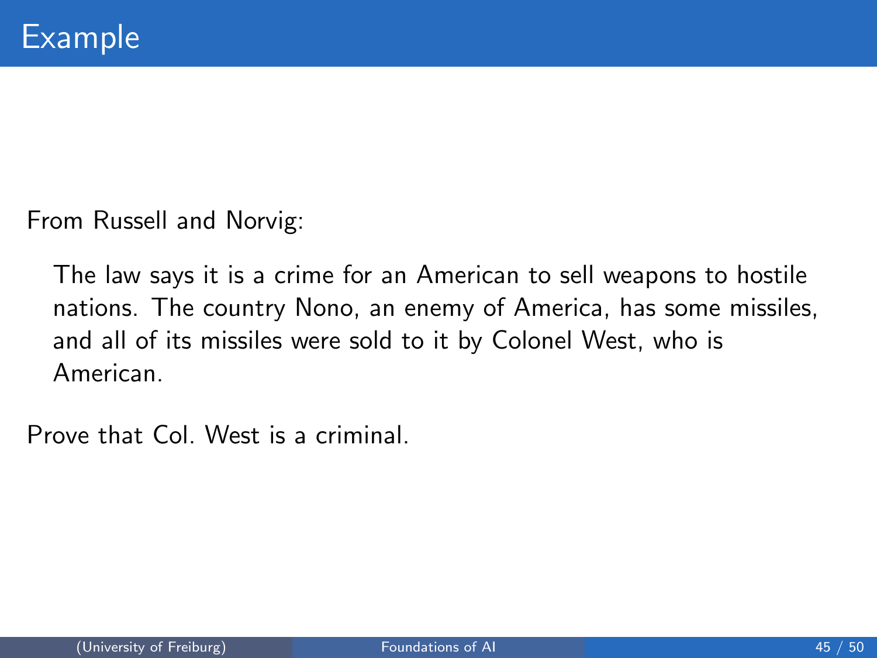# Example

From Russell and Norvig:

> The law says it is a crime for an American to sell weapons to hostile nations. The country Nono, an enemy of America, has some missiles, and all of its missiles were sold to it by Colonel West, who is American.

Prove that Col. West is a criminal.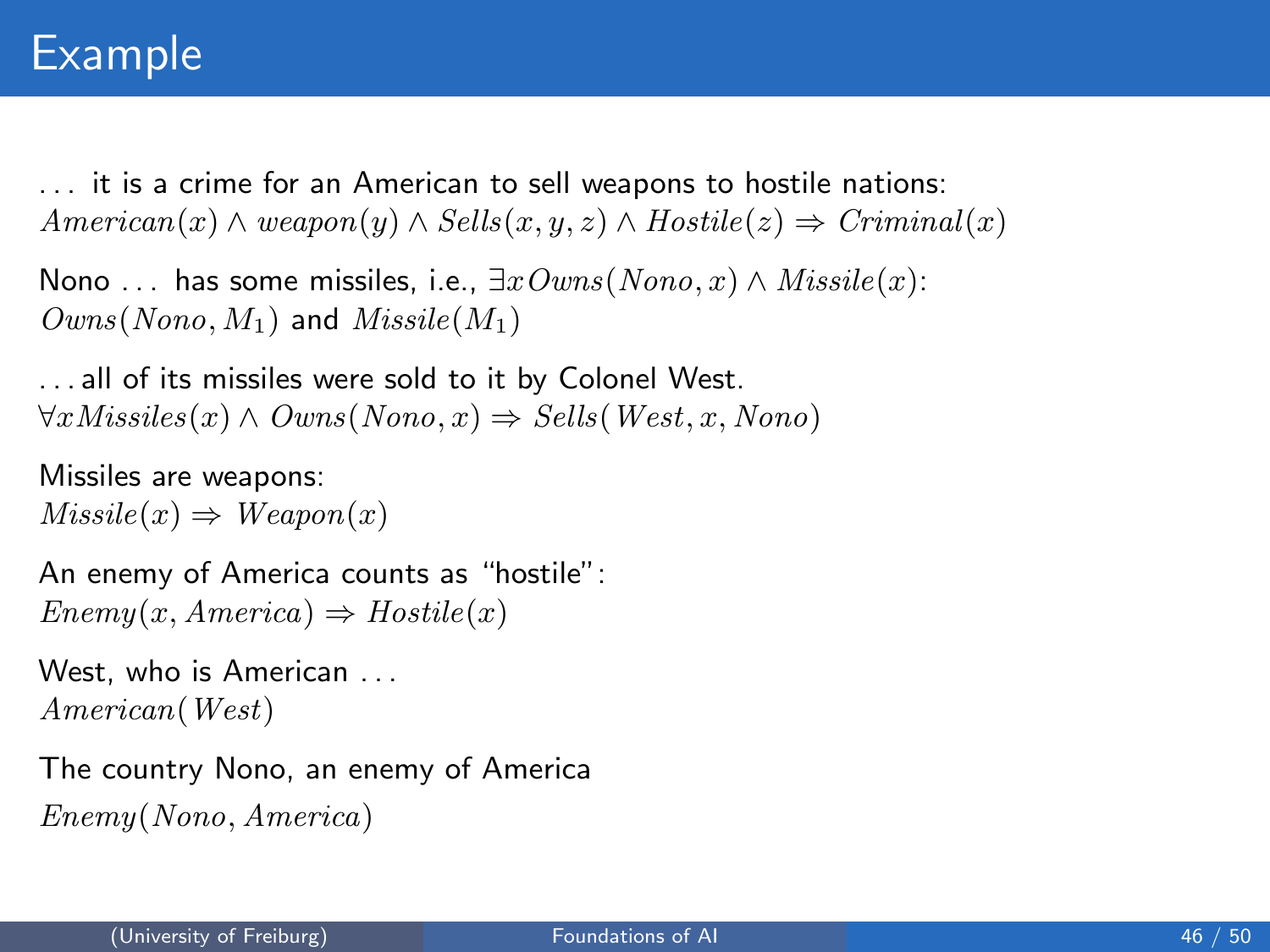# Example

... it is a crime for an American to sell weapons to hostile nations:
$American(x) \wedge weapon(y) \wedge Sells(x, y, z) \wedge Hostile(z) \Rightarrow Criminal(x)$

Nono ... has some missiles, i.e., $\exists x\, Owns(Nono, x) \wedge Missile(x)$:
$Owns(Nono, M_1)$ and $Missile(M_1)$

...all of its missiles were sold to it by Colonel West.
$\forall x Missiles(x) \wedge Owns(Nono, x) \Rightarrow Sells(West, x, Nono)$

Missiles are weapons:
$Missile(x) \Rightarrow Weapon(x)$

An enemy of America counts as "hostile":
$Enemy(x, America) \Rightarrow Hostile(x)$

West, who is American ...
$American(West)$

The country Nono, an enemy of America
$Enemy(Nono, America)$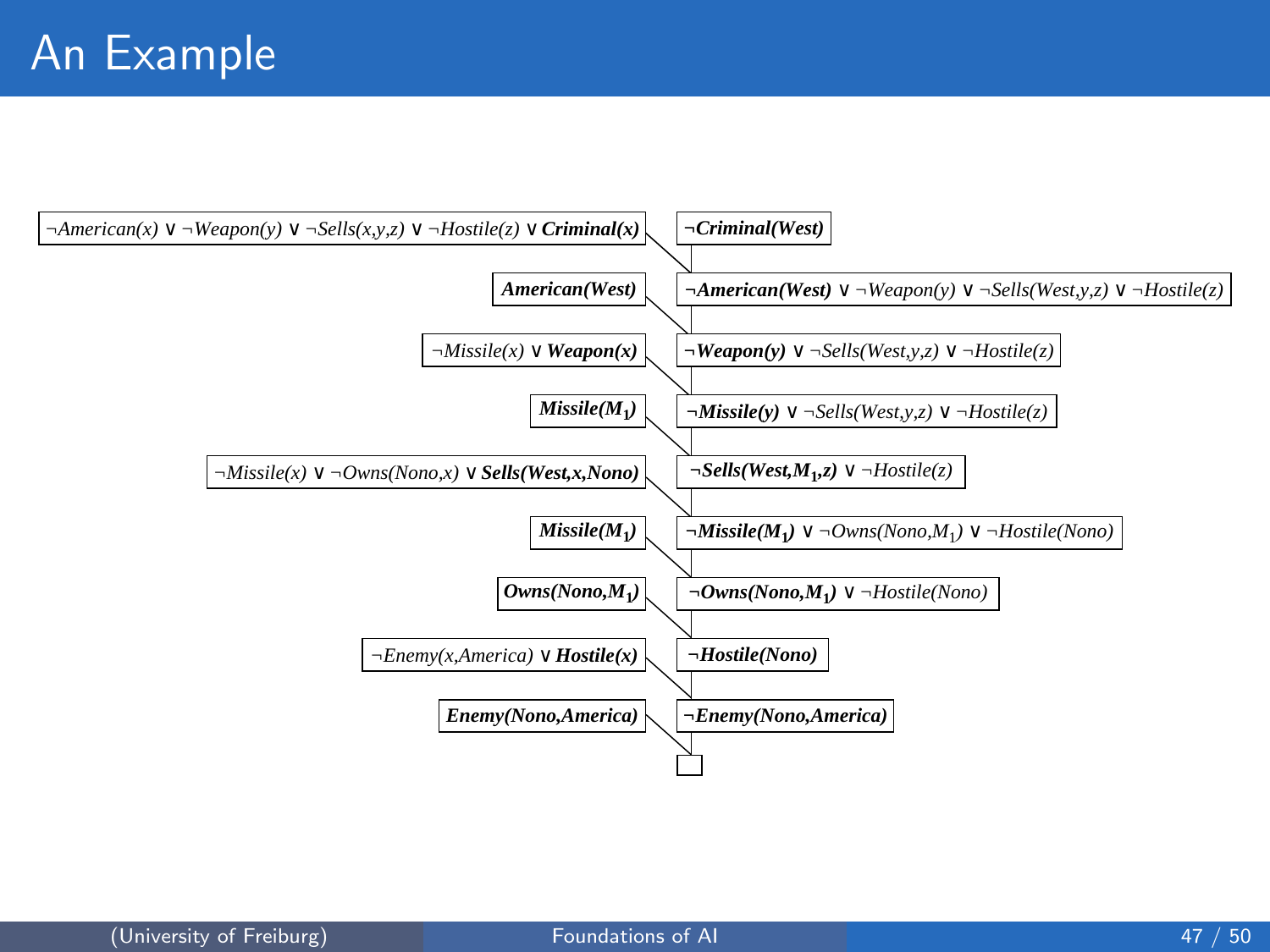# An Example

| Clause used | Resolvent |
| --- | --- |
| ¬American(x) ∨ ¬Weapon(y) ∨ ¬Sells(x,y,z) ∨ ¬Hostile(z) ∨ **Criminal(x)** | **¬Criminal(West)** |
| **American(West)** | **¬American(West)** ∨ ¬Weapon(y) ∨ ¬Sells(West,y,z) ∨ ¬Hostile(z) |
| ¬Missile(x) ∨ **Weapon(x)** | **¬Weapon(y)** ∨ ¬Sells(West,y,z) ∨ ¬Hostile(z) |
| **Missile($M_1$)** | **¬Missile(y)** ∨ ¬Sells(West,y,z) ∨ ¬Hostile(z) |
| ¬Missile(x) ∨ ¬Owns(Nono,x) ∨ **Sells(West,x,Nono)** | **¬Sells(West,$M_1$,z)** ∨ ¬Hostile(z) |
| **Missile($M_1$)** | **¬Missile($M_1$)** ∨ ¬Owns(Nono,$M_1$) ∨ ¬Hostile(Nono) |
| **Owns(Nono,$M_1$)** | **¬Owns(Nono,$M_1$)** ∨ ¬Hostile(Nono) |
| ¬Enemy(x,America) ∨ **Hostile(x)** | **¬Hostile(Nono)** |
| **Enemy(Nono,America)** | **¬Enemy(Nono,America)** |
| | □ |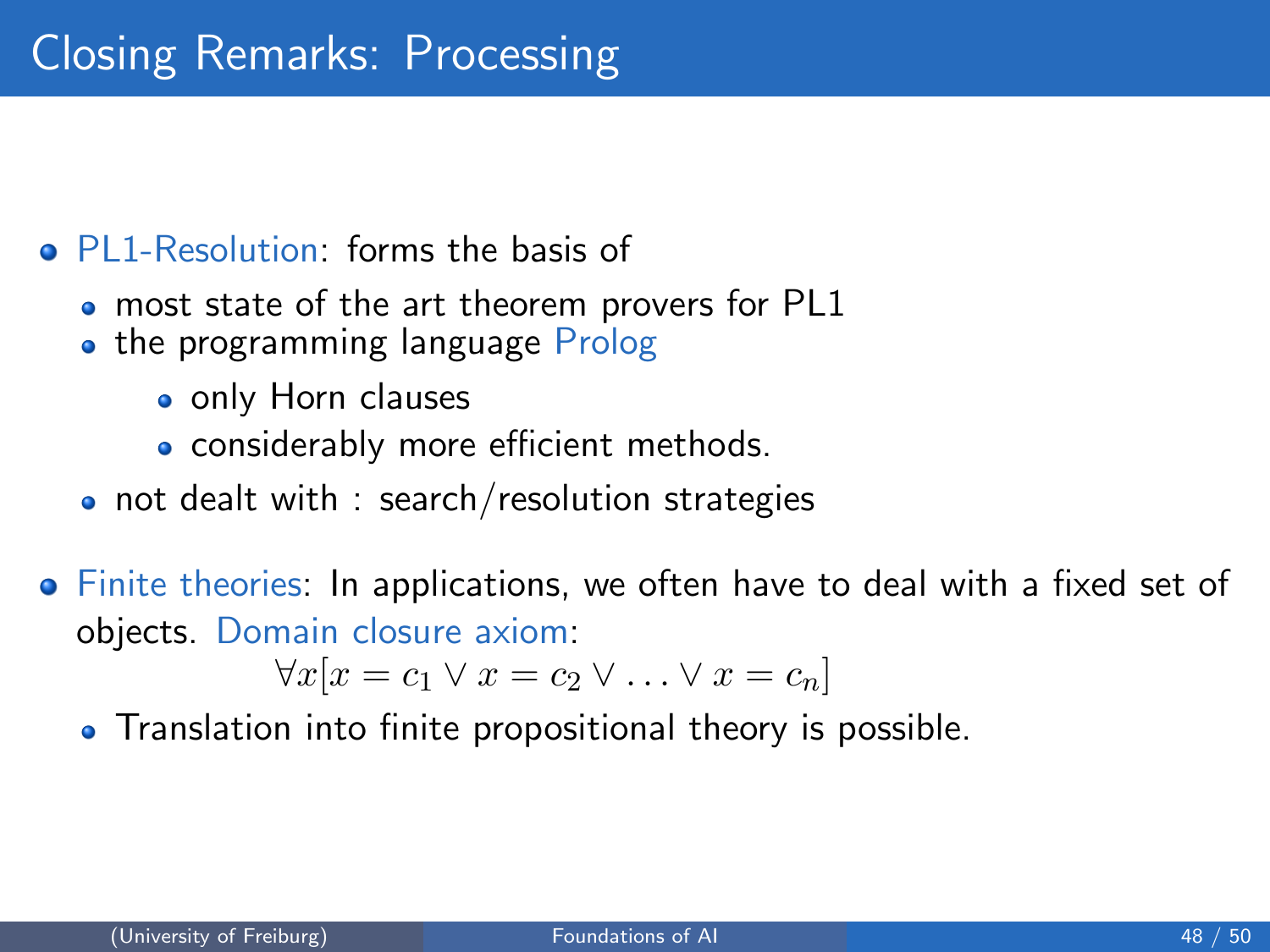# Closing Remarks: Processing

- PL1-Resolution: forms the basis of
  - most state of the art theorem provers for PL1
  - the programming language Prolog
    - only Horn clauses
    - considerably more efficient methods.
  - not dealt with : search/resolution strategies

- Finite theories: In applications, we often have to deal with a fixed set of objects. Domain closure axiom:

$$\forall x[x = c_1 \vee x = c_2 \vee \ldots \vee x = c_n]$$

  - Translation into finite propositional theory is possible.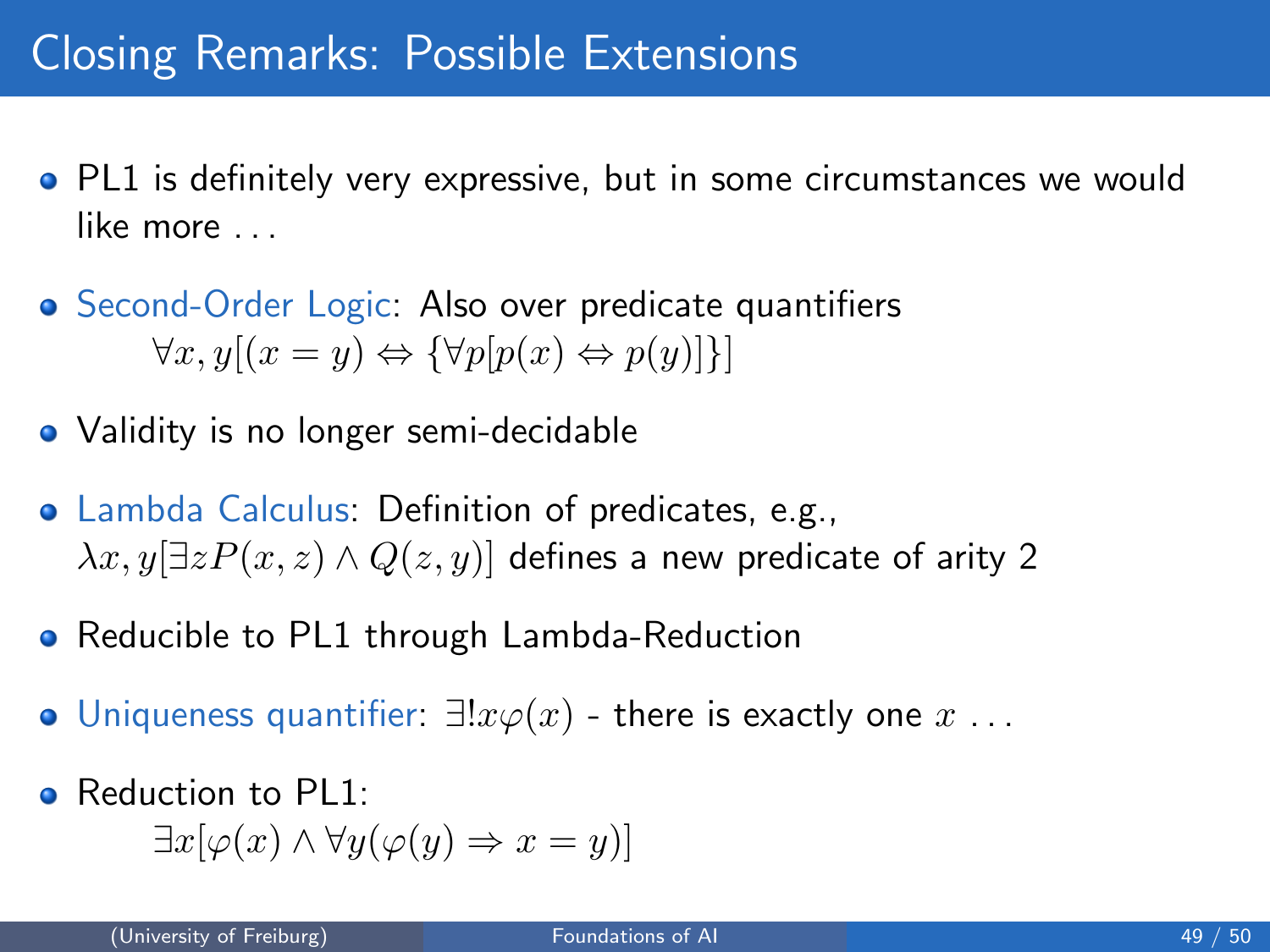# Closing Remarks: Possible Extensions

- PL1 is definitely very expressive, but in some circumstances we would like more . . .
- Second-Order Logic: Also over predicate quantifiers

  $$\forall x, y[(x = y) \Leftrightarrow \{\forall p[p(x) \Leftrightarrow p(y)]\}]$$

- Validity is no longer semi-decidable
- Lambda Calculus: Definition of predicates, e.g., $\lambda x, y[\exists z P(x, z) \wedge Q(z, y)]$ defines a new predicate of arity 2
- Reducible to PL1 through Lambda-Reduction
- Uniqueness quantifier: $\exists! x \varphi(x)$ - there is exactly one $x$ . . .
- Reduction to PL1:

  $$\exists x[\varphi(x) \wedge \forall y(\varphi(y) \Rightarrow x = y)]$$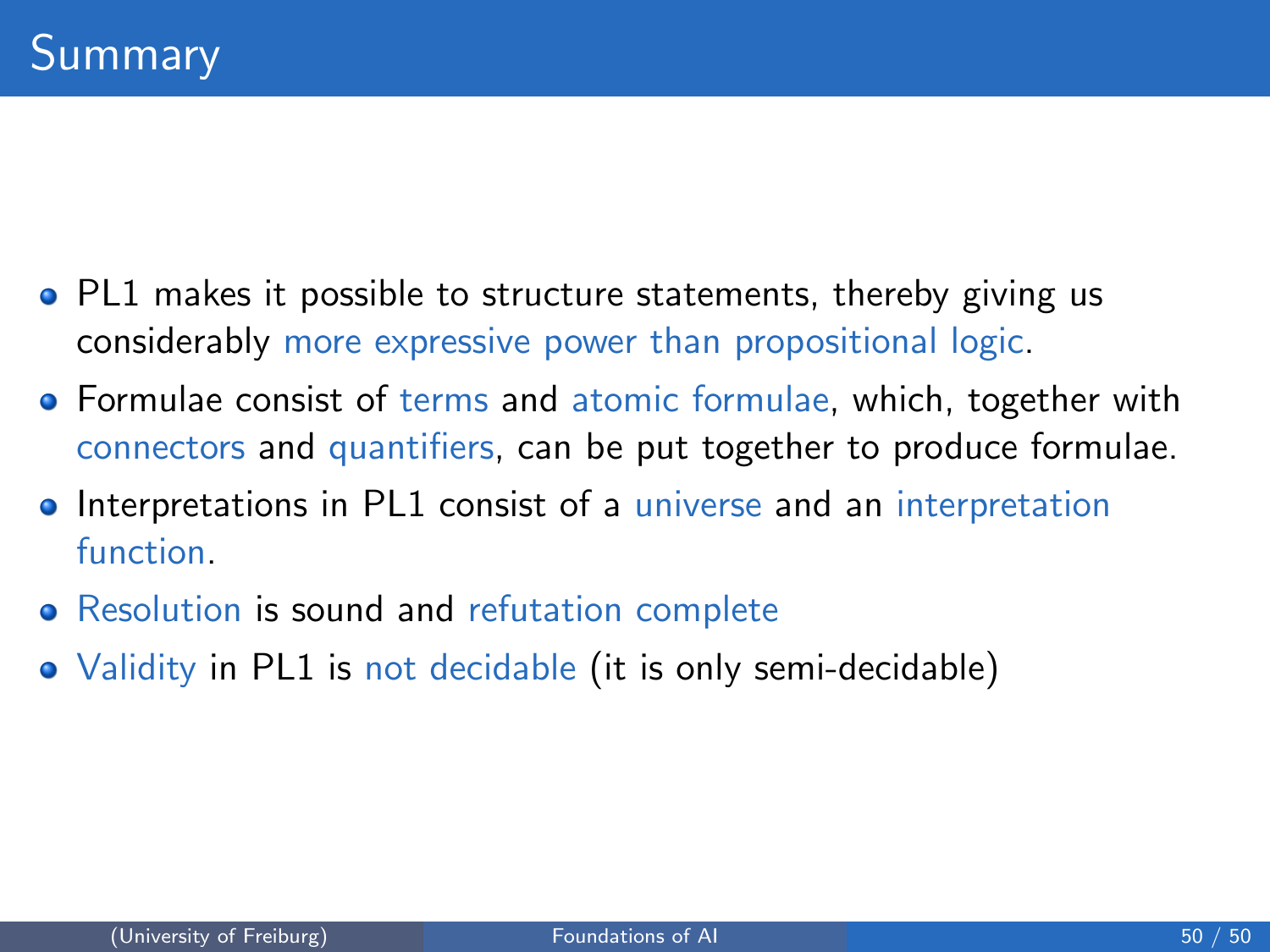# Summary

- PL1 makes it possible to structure statements, thereby giving us considerably more expressive power than propositional logic.
- Formulae consist of terms and atomic formulae, which, together with connectors and quantifiers, can be put together to produce formulae.
- Interpretations in PL1 consist of a universe and an interpretation function.
- Resolution is sound and refutation complete
- Validity in PL1 is not decidable (it is only semi-decidable)